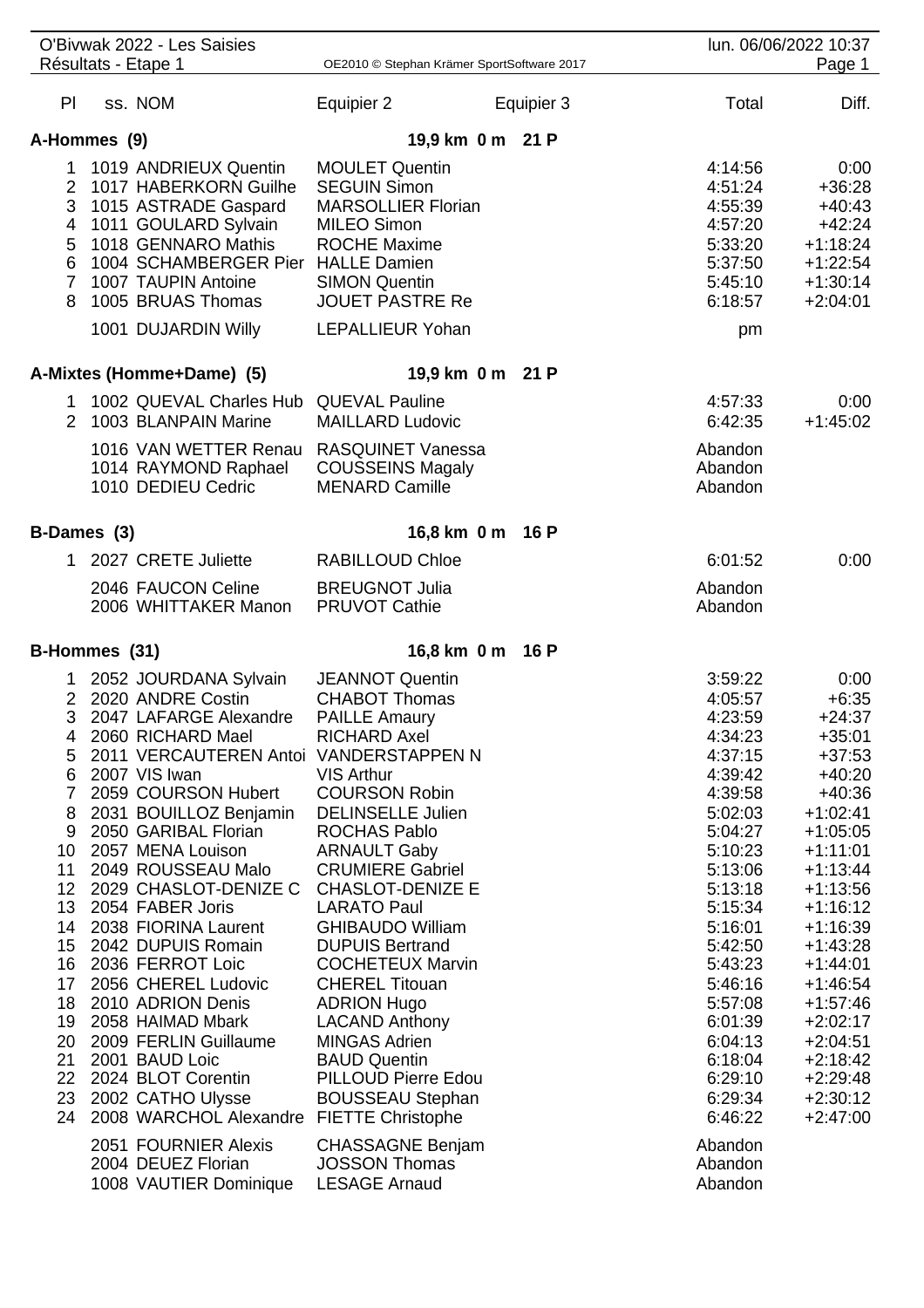O'Bivwak 2022 - Les Saisies

Résultats - Etape 1

OE2010 © Stephan Krämer SportSoftware 2017

lun. 06/06/2022 10:37

| Pl | ss. NOM | Equipier 2 | Equipier 3 | Total | Diff. |
|---|---|---|---|---|---|
| **A-Hommes (9)** | | **19,9 km 0 m 21 P** | | | |
| 1 | 1019 ANDRIEUX Quentin | MOULET Quentin | | 4:14:56 | 0:00 |
| 2 | 1017 HABERKORN Guilhe | SEGUIN Simon | | 4:51:24 | +36:28 |
| 3 | 1015 ASTRADE Gaspard | MARSOLLIER Florian | | 4:55:39 | +40:43 |
| 4 | 1011 GOULARD Sylvain | MILEO Simon | | 4:57:20 | +42:24 |
| 5 | 1018 GENNARO Mathis | ROCHE Maxime | | 5:33:20 | +1:18:24 |
| 6 | 1004 SCHAMBERGER Pier | HALLE Damien | | 5:37:50 | +1:22:54 |
| 7 | 1007 TAUPIN Antoine | SIMON Quentin | | 5:45:10 | +1:30:14 |
| 8 | 1005 BRUAS Thomas | JOUET PASTRE Re | | 6:18:57 | +2:04:01 |
| | 1001 DUJARDIN Willy | LEPALLIEUR Yohan | | pm | |
| **A-Mixtes (Homme+Dame) (5)** | | **19,9 km 0 m 21 P** | | | |
| 1 | 1002 QUEVAL Charles Hub | QUEVAL Pauline | | 4:57:33 | 0:00 |
| 2 | 1003 BLANPAIN Marine | MAILLARD Ludovic | | 6:42:35 | +1:45:02 |
| | 1016 VAN WETTER Renau | RASQUINET Vanessa | | Abandon | |
| | 1014 RAYMOND Raphael | COUSSEINS Magaly | | Abandon | |
| | 1010 DEDIEU Cedric | MENARD Camille | | Abandon | |
| **B-Dames (3)** | | **16,8 km 0 m 16 P** | | | |
| 1 | 2027 CRETE Juliette | RABILLOUD Chloe | | 6:01:52 | 0:00 |
| | 2046 FAUCON Celine | BREUGNOT Julia | | Abandon | |
| | 2006 WHITTAKER Manon | PRUVOT Cathie | | Abandon | |
| **B-Hommes (31)** | | **16,8 km 0 m 16 P** | | | |
| 1 | 2052 JOURDANA Sylvain | JEANNOT Quentin | | 3:59:22 | 0:00 |
| 2 | 2020 ANDRE Costin | CHABOT Thomas | | 4:05:57 | +6:35 |
| 3 | 2047 LAFARGE Alexandre | PAILLE Amaury | | 4:23:59 | +24:37 |
| 4 | 2060 RICHARD Mael | RICHARD Axel | | 4:34:23 | +35:01 |
| 5 | 2011 VERCAUTEREN Antoi | VANDERSTAPPEN N | | 4:37:15 | +37:53 |
| 6 | 2007 VIS Iwan | VIS Arthur | | 4:39:42 | +40:20 |
| 7 | 2059 COURSON Hubert | COURSON Robin | | 4:39:58 | +40:36 |
| 8 | 2031 BOUILLOZ Benjamin | DELINSELLE Julien | | 5:02:03 | +1:02:41 |
| 9 | 2050 GARIBAL Florian | ROCHAS Pablo | | 5:04:27 | +1:05:05 |
| 10 | 2057 MENA Louison | ARNAULT Gaby | | 5:10:23 | +1:11:01 |
| 11 | 2049 ROUSSEAU Malo | CRUMIERE Gabriel | | 5:13:06 | +1:13:44 |
| 12 | 2029 CHASLOT-DENIZE C | CHASLOT-DENIZE E | | 5:13:18 | +1:13:56 |
| 13 | 2054 FABER Joris | LARATO Paul | | 5:15:34 | +1:16:12 |
| 14 | 2038 FIORINA Laurent | GHIBAUDO William | | 5:16:01 | +1:16:39 |
| 15 | 2042 DUPUIS Romain | DUPUIS Bertrand | | 5:42:50 | +1:43:28 |
| 16 | 2036 FERROT Loic | COCHETEUX Marvin | | 5:43:23 | +1:44:01 |
| 17 | 2056 CHEREL Ludovic | CHEREL Titouan | | 5:46:16 | +1:46:54 |
| 18 | 2010 ADRION Denis | ADRION Hugo | | 5:57:08 | +1:57:46 |
| 19 | 2058 HAIMAD Mbark | LACAND Anthony | | 6:01:39 | +2:02:17 |
| 20 | 2009 FERLIN Guillaume | MINGAS Adrien | | 6:04:13 | +2:04:51 |
| 21 | 2001 BAUD Loic | BAUD Quentin | | 6:18:04 | +2:18:42 |
| 22 | 2024 BLOT Corentin | PILLOUD Pierre Edou | | 6:29:10 | +2:29:48 |
| 23 | 2002 CATHO Ulysse | BOUSSEAU Stephan | | 6:29:34 | +2:30:12 |
| 24 | 2008 WARCHOL Alexandre | FIETTE Christophe | | 6:46:22 | +2:47:00 |
| | 2051 FOURNIER Alexis | CHASSAGNE Benjam | | Abandon | |
| | 2004 DEUEZ Florian | JOSSON Thomas | | Abandon | |
| | 1008 VAUTIER Dominique | LESAGE Arnaud | | Abandon | |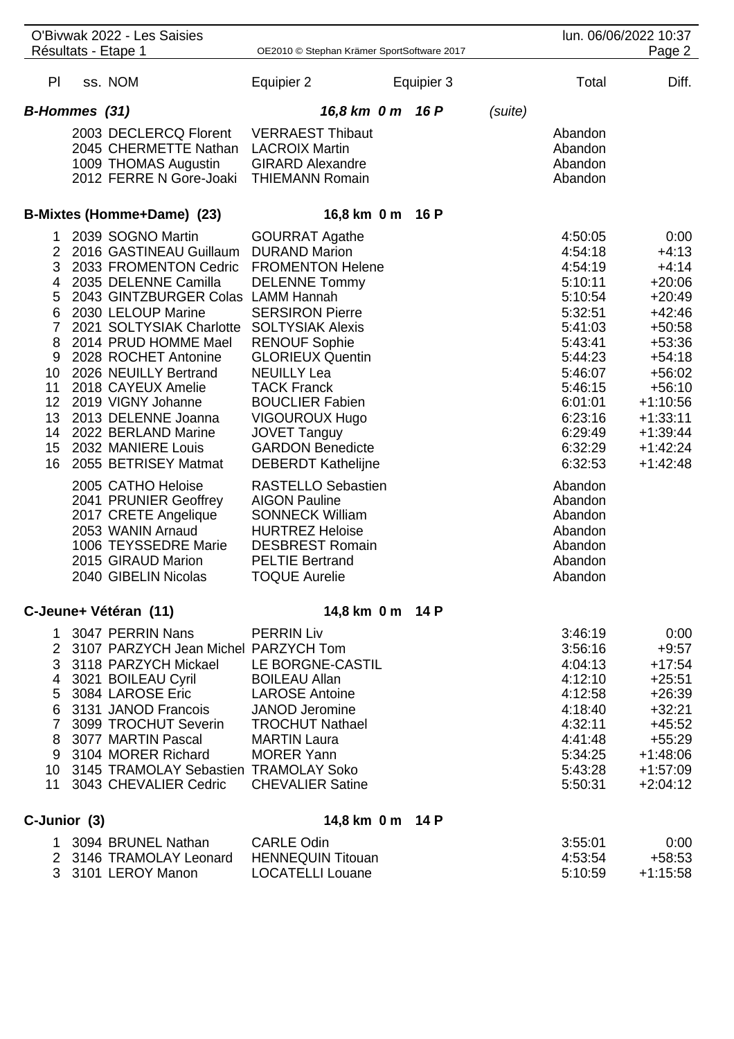| Pl | ss. NOM | Equipier 2 | Equipier 3 | Total | Diff. |
|---|---|---|---|---|---|
| ***B-Hommes (31)*** | | ***16,8 km 0 m 16 P*** | *(suite)* | | |
| | 2003 DECLERCQ Florent | VERRAEST Thibaut | | Abandon | |
| | 2045 CHERMETTE Nathan | LACROIX Martin | | Abandon | |
| | 1009 THOMAS Augustin | GIRARD Alexandre | | Abandon | |
| | 2012 FERRE N Gore-Joaki | THIEMANN Romain | | Abandon | |
| **B-Mixtes (Homme+Dame) (23)** | | **16,8 km 0 m 16 P** | | | |
| 1 | 2039 SOGNO Martin | GOURRAT Agathe | | 4:50:05 | 0:00 |
| 2 | 2016 GASTINEAU Guillaum | DURAND Marion | | 4:54:18 | +4:13 |
| 3 | 2033 FROMENTON Cedric | FROMENTON Helene | | 4:54:19 | +4:14 |
| 4 | 2035 DELENNE Camilla | DELENNE Tommy | | 5:10:11 | +20:06 |
| 5 | 2043 GINTZBURGER Colas | LAMM Hannah | | 5:10:54 | +20:49 |
| 6 | 2030 LELOUP Marine | SERSIRON Pierre | | 5:32:51 | +42:46 |
| 7 | 2021 SOLTYSIAK Charlotte | SOLTYSIAK Alexis | | 5:41:03 | +50:58 |
| 8 | 2014 PRUD HOMME Mael | RENOUF Sophie | | 5:43:41 | +53:36 |
| 9 | 2028 ROCHET Antonine | GLORIEUX Quentin | | 5:44:23 | +54:18 |
| 10 | 2026 NEUILLY Bertrand | NEUILLY Lea | | 5:46:07 | +56:02 |
| 11 | 2018 CAYEUX Amelie | TACK Franck | | 5:46:15 | +56:10 |
| 12 | 2019 VIGNY Johanne | BOUCLIER Fabien | | 6:01:01 | +1:10:56 |
| 13 | 2013 DELENNE Joanna | VIGOUROUX Hugo | | 6:23:16 | +1:33:11 |
| 14 | 2022 BERLAND Marine | JOVET Tanguy | | 6:29:49 | +1:39:44 |
| 15 | 2032 MANIERE Louis | GARDON Benedicte | | 6:32:29 | +1:42:24 |
| 16 | 2055 BETRISEY Matmat | DEBERDT Kathelijne | | 6:32:53 | +1:42:48 |
| | 2005 CATHO Heloise | RASTELLO Sebastien | | Abandon | |
| | 2041 PRUNIER Geoffrey | AIGON Pauline | | Abandon | |
| | 2017 CRETE Angelique | SONNECK William | | Abandon | |
| | 2053 WANIN Arnaud | HURTREZ Heloise | | Abandon | |
| | 1006 TEYSSEDRE Marie | DESBREST Romain | | Abandon | |
| | 2015 GIRAUD Marion | PELTIE Bertrand | | Abandon | |
| | 2040 GIBELIN Nicolas | TOQUE Aurelie | | Abandon | |
| **C-Jeune+ Vétéran (11)** | | **14,8 km 0 m 14 P** | | | |
| 1 | 3047 PERRIN Nans | PERRIN Liv | | 3:46:19 | 0:00 |
| 2 | 3107 PARZYCH Jean Michel | PARZYCH Tom | | 3:56:16 | +9:57 |
| 3 | 3118 PARZYCH Mickael | LE BORGNE-CASTIL | | 4:04:13 | +17:54 |
| 4 | 3021 BOILEAU Cyril | BOILEAU Allan | | 4:12:10 | +25:51 |
| 5 | 3084 LAROSE Eric | LAROSE Antoine | | 4:12:58 | +26:39 |
| 6 | 3131 JANOD Francois | JANOD Jeromine | | 4:18:40 | +32:21 |
| 7 | 3099 TROCHUT Severin | TROCHUT Nathael | | 4:32:11 | +45:52 |
| 8 | 3077 MARTIN Pascal | MARTIN Laura | | 4:41:48 | +55:29 |
| 9 | 3104 MORER Richard | MORER Yann | | 5:34:25 | +1:48:06 |
| 10 | 3145 TRAMOLAY Sebastien | TRAMOLAY Soko | | 5:43:28 | +1:57:09 |
| 11 | 3043 CHEVALIER Cedric | CHEVALIER Satine | | 5:50:31 | +2:04:12 |
| **C-Junior (3)** | | **14,8 km 0 m 14 P** | | | |
| 1 | 3094 BRUNEL Nathan | CARLE Odin | | 3:55:01 | 0:00 |
| 2 | 3146 TRAMOLAY Leonard | HENNEQUIN Titouan | | 4:53:54 | +58:53 |
| 3 | 3101 LEROY Manon | LOCATELLI Louane | | 5:10:59 | +1:15:58 |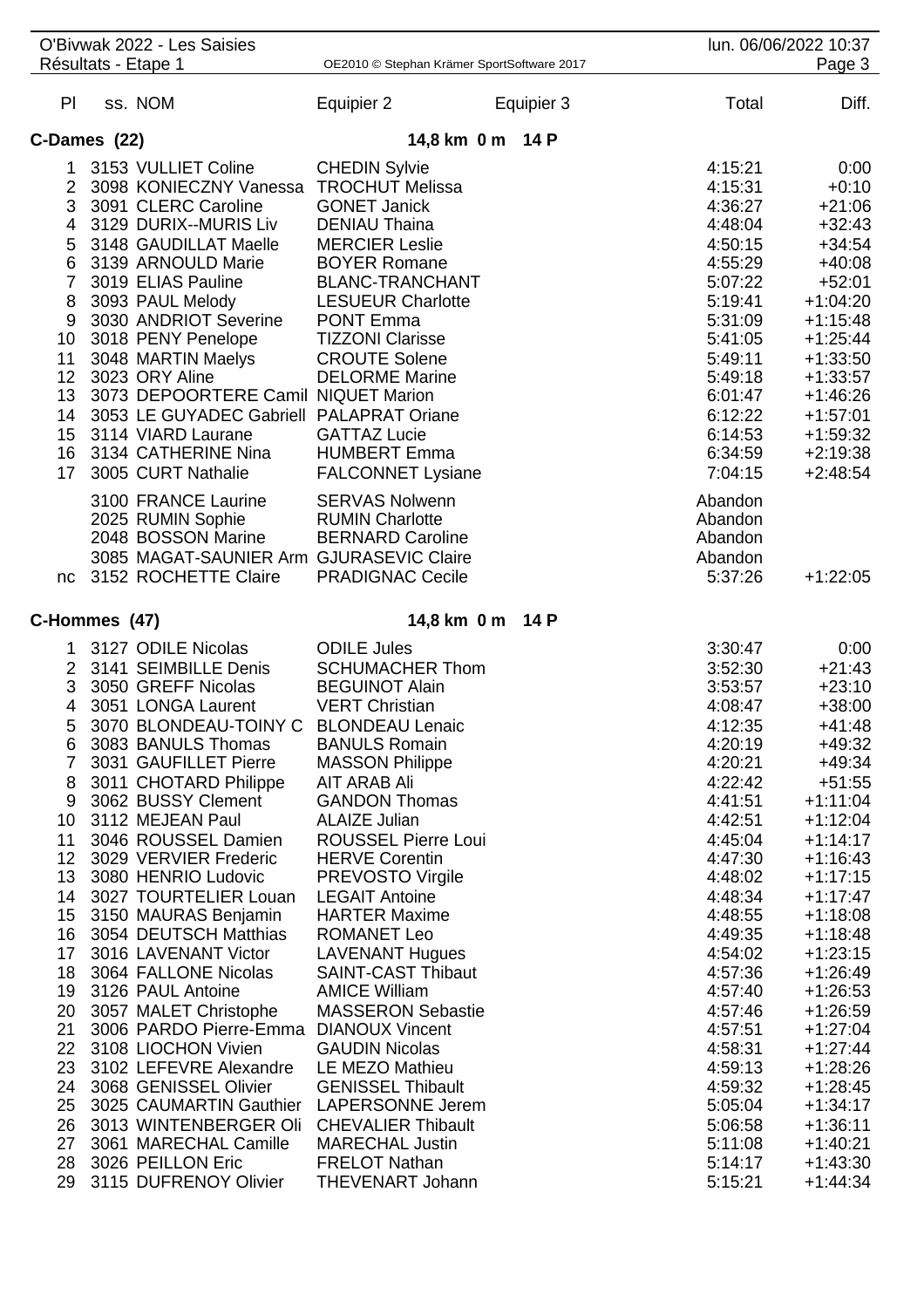O'Bivwak 2022 - Les Saisies
Résultats - Etape 1

| Pl | ss. NOM | Equipier 2 | Equipier 3 | Total | Diff. |
|---|---|---|---|---|---|

## C-Dames (22) — 14,8 km 0 m 14 P

| Pl | ss. NOM | Equipier 2 | Equipier 3 | Total | Diff. |
|---|---|---|---|---|---|
| 1 | 3153 VULLIET Coline | CHEDIN Sylvie | | 4:15:21 | 0:00 |
| 2 | 3098 KONIECZNY Vanessa | TROCHUT Melissa | | 4:15:31 | +0:10 |
| 3 | 3091 CLERC Caroline | GONET Janick | | 4:36:27 | +21:06 |
| 4 | 3129 DURIX--MURIS Liv | DENIAU Thaina | | 4:48:04 | +32:43 |
| 5 | 3148 GAUDILLAT Maelle | MERCIER Leslie | | 4:50:15 | +34:54 |
| 6 | 3139 ARNOULD Marie | BOYER Romane | | 4:55:29 | +40:08 |
| 7 | 3019 ELIAS Pauline | BLANC-TRANCHANT | | 5:07:22 | +52:01 |
| 8 | 3093 PAUL Melody | LESUEUR Charlotte | | 5:19:41 | +1:04:20 |
| 9 | 3030 ANDRIOT Severine | PONT Emma | | 5:31:09 | +1:15:48 |
| 10 | 3018 PENY Penelope | TIZZONI Clarisse | | 5:41:05 | +1:25:44 |
| 11 | 3048 MARTIN Maelys | CROUTE Solene | | 5:49:11 | +1:33:50 |
| 12 | 3023 ORY Aline | DELORME Marine | | 5:49:18 | +1:33:57 |
| 13 | 3073 DEPOORTERE Camil | NIQUET Marion | | 6:01:47 | +1:46:26 |
| 14 | 3053 LE GUYADEC Gabriell | PALAPRAT Oriane | | 6:12:22 | +1:57:01 |
| 15 | 3114 VIARD Laurane | GATTAZ Lucie | | 6:14:53 | +1:59:32 |
| 16 | 3134 CATHERINE Nina | HUMBERT Emma | | 6:34:59 | +2:19:38 |
| 17 | 3005 CURT Nathalie | FALCONNET Lysiane | | 7:04:15 | +2:48:54 |
| | 3100 FRANCE Laurine | SERVAS Nolwenn | | Abandon | |
| | 2025 RUMIN Sophie | RUMIN Charlotte | | Abandon | |
| | 2048 BOSSON Marine | BERNARD Caroline | | Abandon | |
| | 3085 MAGAT-SAUNIER Arm | GJURASEVIC Claire | | Abandon | |
| nc | 3152 ROCHETTE Claire | PRADIGNAC Cecile | | 5:37:26 | +1:22:05 |

## C-Hommes (47) — 14,8 km 0 m 14 P

| Pl | ss. NOM | Equipier 2 | Equipier 3 | Total | Diff. |
|---|---|---|---|---|---|
| 1 | 3127 ODILE Nicolas | ODILE Jules | | 3:30:47 | 0:00 |
| 2 | 3141 SEIMBILLE Denis | SCHUMACHER Thom | | 3:52:30 | +21:43 |
| 3 | 3050 GREFF Nicolas | BEGUINOT Alain | | 3:53:57 | +23:10 |
| 4 | 3051 LONGA Laurent | VERT Christian | | 4:08:47 | +38:00 |
| 5 | 3070 BLONDEAU-TOINY C | BLONDEAU Lenaic | | 4:12:35 | +41:48 |
| 6 | 3083 BANULS Thomas | BANULS Romain | | 4:20:19 | +49:32 |
| 7 | 3031 GAUFILLET Pierre | MASSON Philippe | | 4:20:21 | +49:34 |
| 8 | 3011 CHOTARD Philippe | AIT ARAB Ali | | 4:22:42 | +51:55 |
| 9 | 3062 BUSSY Clement | GANDON Thomas | | 4:41:51 | +1:11:04 |
| 10 | 3112 MEJEAN Paul | ALAIZE Julian | | 4:42:51 | +1:12:04 |
| 11 | 3046 ROUSSEL Damien | ROUSSEL Pierre Loui | | 4:45:04 | +1:14:17 |
| 12 | 3029 VERVIER Frederic | HERVE Corentin | | 4:47:30 | +1:16:43 |
| 13 | 3080 HENRIO Ludovic | PREVOSTO Virgile | | 4:48:02 | +1:17:15 |
| 14 | 3027 TOURTELIER Louan | LEGAIT Antoine | | 4:48:34 | +1:17:47 |
| 15 | 3150 MAURAS Benjamin | HARTER Maxime | | 4:48:55 | +1:18:08 |
| 16 | 3054 DEUTSCH Matthias | ROMANET Leo | | 4:49:35 | +1:18:48 |
| 17 | 3016 LAVENANT Victor | LAVENANT Hugues | | 4:54:02 | +1:23:15 |
| 18 | 3064 FALLONE Nicolas | SAINT-CAST Thibaut | | 4:57:36 | +1:26:49 |
| 19 | 3126 PAUL Antoine | AMICE William | | 4:57:40 | +1:26:53 |
| 20 | 3057 MALET Christophe | MASSERON Sebastie | | 4:57:46 | +1:26:59 |
| 21 | 3006 PARDO Pierre-Emma | DIANOUX Vincent | | 4:57:51 | +1:27:04 |
| 22 | 3108 LIOCHON Vivien | GAUDIN Nicolas | | 4:58:31 | +1:27:44 |
| 23 | 3102 LEFEVRE Alexandre | LE MEZO Mathieu | | 4:59:13 | +1:28:26 |
| 24 | 3068 GENISSEL Olivier | GENISSEL Thibault | | 4:59:32 | +1:28:45 |
| 25 | 3025 CAUMARTIN Gauthier | LAPERSONNE Jerem | | 5:05:04 | +1:34:17 |
| 26 | 3013 WINTENBERGER Oli | CHEVALIER Thibault | | 5:06:58 | +1:36:11 |
| 27 | 3061 MARECHAL Camille | MARECHAL Justin | | 5:11:08 | +1:40:21 |
| 28 | 3026 PEILLON Eric | FRELOT Nathan | | 5:14:17 | +1:43:30 |
| 29 | 3115 DUFRENOY Olivier | THEVENART Johann | | 5:15:21 | +1:44:34 |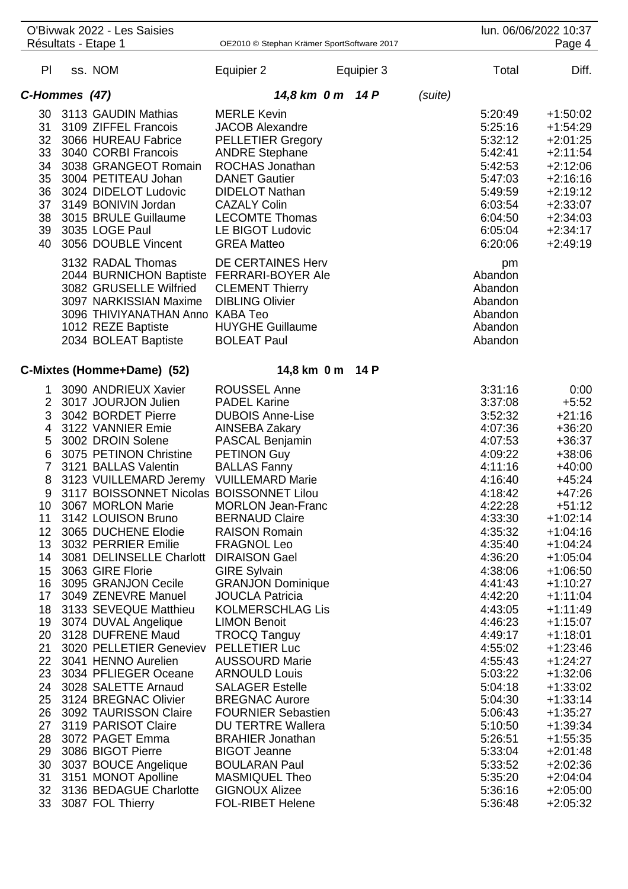| Pl | ss. NOM | Equipier 2 | Equipier 3 | Total | Diff. |
|---|---|---|---|---|---|
| ***C-Hommes (47)*** | | ***14,8 km 0 m 14 P*** | *(suite)* | | |
| 30 | 3113 GAUDIN Mathias | MERLE Kevin | | 5:20:49 | +1:50:02 |
| 31 | 3109 ZIFFEL Francois | JACOB Alexandre | | 5:25:16 | +1:54:29 |
| 32 | 3066 HUREAU Fabrice | PELLETIER Gregory | | 5:32:12 | +2:01:25 |
| 33 | 3040 CORBI Francois | ANDRE Stephane | | 5:42:41 | +2:11:54 |
| 34 | 3038 GRANGEOT Romain | ROCHAS Jonathan | | 5:42:53 | +2:12:06 |
| 35 | 3004 PETITEAU Johan | DANET Gautier | | 5:47:03 | +2:16:16 |
| 36 | 3024 DIDELOT Ludovic | DIDELOT Nathan | | 5:49:59 | +2:19:12 |
| 37 | 3149 BONIVIN Jordan | CAZALY Colin | | 6:03:54 | +2:33:07 |
| 38 | 3015 BRULE Guillaume | LECOMTE Thomas | | 6:04:50 | +2:34:03 |
| 39 | 3035 LOGE Paul | LE BIGOT Ludovic | | 6:05:04 | +2:34:17 |
| 40 | 3056 DOUBLE Vincent | GREA Matteo | | 6:20:06 | +2:49:19 |
| | 3132 RADAL Thomas | DE CERTAINES Herv | | pm | |
| | 2044 BURNICHON Baptiste | FERRARI-BOYER Ale | | Abandon | |
| | 3082 GRUSELLE Wilfried | CLEMENT Thierry | | Abandon | |
| | 3097 NARKISSIAN Maxime | DIBLING Olivier | | Abandon | |
| | 3096 THIVIYANATHAN Anno | KABA Teo | | Abandon | |
| | 1012 REZE Baptiste | HUYGHE Guillaume | | Abandon | |
| | 2034 BOLEAT Baptiste | BOLEAT Paul | | Abandon | |
| **C-Mixtes (Homme+Dame) (52)** | | **14,8 km 0 m 14 P** | | | |
| 1 | 3090 ANDRIEUX Xavier | ROUSSEL Anne | | 3:31:16 | 0:00 |
| 2 | 3017 JOURJON Julien | PADEL Karine | | 3:37:08 | +5:52 |
| 3 | 3042 BORDET Pierre | DUBOIS Anne-Lise | | 3:52:32 | +21:16 |
| 4 | 3122 VANNIER Emie | AINSEBA Zakary | | 4:07:36 | +36:20 |
| 5 | 3002 DROIN Solene | PASCAL Benjamin | | 4:07:53 | +36:37 |
| 6 | 3075 PETINON Christine | PETINON Guy | | 4:09:22 | +38:06 |
| 7 | 3121 BALLAS Valentin | BALLAS Fanny | | 4:11:16 | +40:00 |
| 8 | 3123 VUILLEMARD Jeremy | VUILLEMARD Marie | | 4:16:40 | +45:24 |
| 9 | 3117 BOISSONNET Nicolas | BOISSONNET Lilou | | 4:18:42 | +47:26 |
| 10 | 3067 MORLON Marie | MORLON Jean-Franc | | 4:22:28 | +51:12 |
| 11 | 3142 LOUISON Bruno | BERNAUD Claire | | 4:33:30 | +1:02:14 |
| 12 | 3065 DUCHENE Elodie | RAISON Romain | | 4:35:32 | +1:04:16 |
| 13 | 3032 PERRIER Emilie | FRAGNOL Leo | | 4:35:40 | +1:04:24 |
| 14 | 3081 DELINSELLE Charlott | DIRAISON Gael | | 4:36:20 | +1:05:04 |
| 15 | 3063 GIRE Florie | GIRE Sylvain | | 4:38:06 | +1:06:50 |
| 16 | 3095 GRANJON Cecile | GRANJON Dominique | | 4:41:43 | +1:10:27 |
| 17 | 3049 ZENEVRE Manuel | JOUCLA Patricia | | 4:42:20 | +1:11:04 |
| 18 | 3133 SEVEQUE Matthieu | KOLMERSCHLAG Lis | | 4:43:05 | +1:11:49 |
| 19 | 3074 DUVAL Angelique | LIMON Benoit | | 4:46:23 | +1:15:07 |
| 20 | 3128 DUFRENE Maud | TROCQ Tanguy | | 4:49:17 | +1:18:01 |
| 21 | 3020 PELLETIER Geneviev | PELLETIER Luc | | 4:55:02 | +1:23:46 |
| 22 | 3041 HENNO Aurelien | AUSSOURD Marie | | 4:55:43 | +1:24:27 |
| 23 | 3034 PFLIEGER Oceane | ARNOULD Louis | | 5:03:22 | +1:32:06 |
| 24 | 3028 SALETTE Arnaud | SALAGER Estelle | | 5:04:18 | +1:33:02 |
| 25 | 3124 BREGNAC Olivier | BREGNAC Aurore | | 5:04:30 | +1:33:14 |
| 26 | 3092 TAURISSON Claire | FOURNIER Sebastien | | 5:06:43 | +1:35:27 |
| 27 | 3119 PARISOT Claire | DU TERTRE Wallera | | 5:10:50 | +1:39:34 |
| 28 | 3072 PAGET Emma | BRAHIER Jonathan | | 5:26:51 | +1:55:35 |
| 29 | 3086 BIGOT Pierre | BIGOT Jeanne | | 5:33:04 | +2:01:48 |
| 30 | 3037 BOUCE Angelique | BOULARAN Paul | | 5:33:52 | +2:02:36 |
| 31 | 3151 MONOT Apolline | MASMIQUEL Theo | | 5:35:20 | +2:04:04 |
| 32 | 3136 BEDAGUE Charlotte | GIGNOUX Alizee | | 5:36:16 | +2:05:00 |
| 33 | 3087 FOL Thierry | FOL-RIBET Helene | | 5:36:48 | +2:05:32 |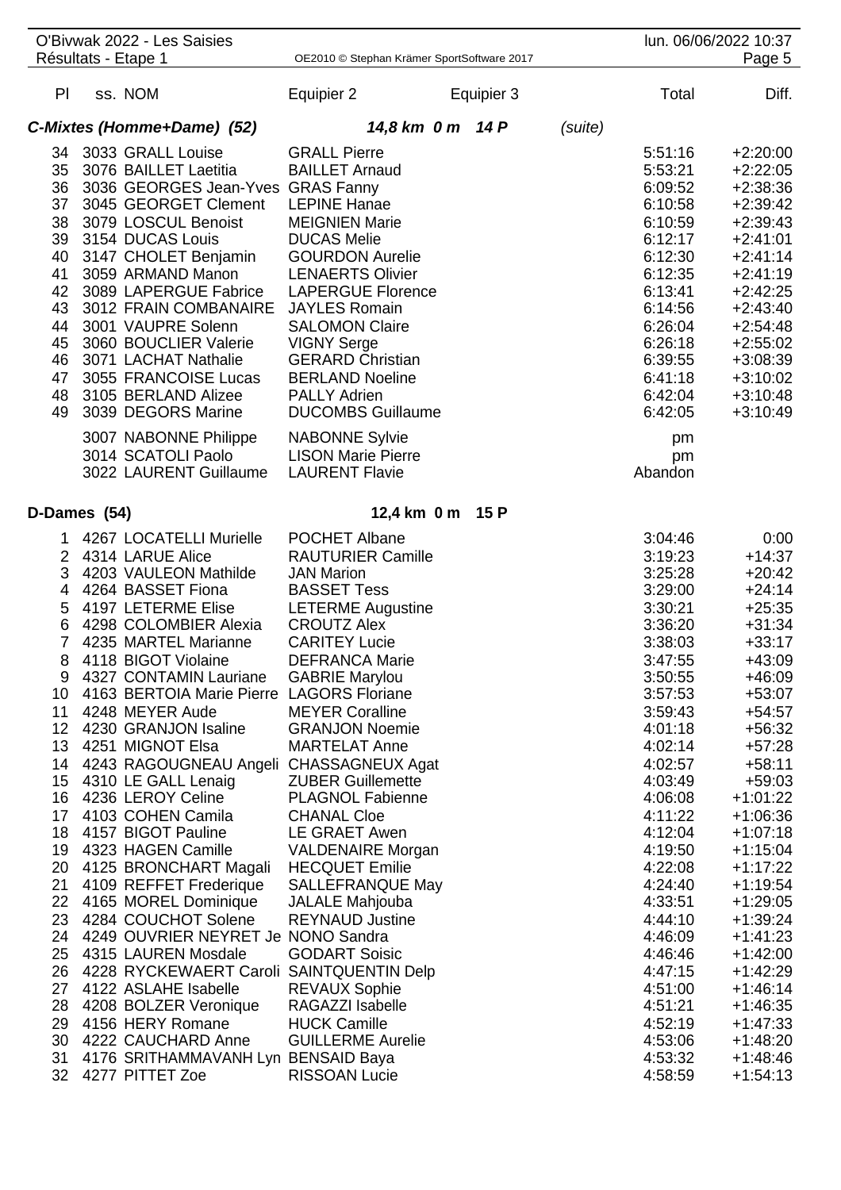O'Bivwak 2022 - Les Saisies
Résultats - Etape 1

| Pl | ss. NOM | Equipier 2 | Equipier 3 | Total | Diff. |
|---|---|---|---|---|---|
| ***C-Mixtes (Homme+Dame) (52)*** | | ***14,8 km 0 m 14 P*** | *(suite)* | | |
| 34 | 3033 GRALL Louise | GRALL Pierre | | 5:51:16 | +2:20:00 |
| 35 | 3076 BAILLET Laetitia | BAILLET Arnaud | | 5:53:21 | +2:22:05 |
| 36 | 3036 GEORGES Jean-Yves | GRAS Fanny | | 6:09:52 | +2:38:36 |
| 37 | 3045 GEORGET Clement | LEPINE Hanae | | 6:10:58 | +2:39:42 |
| 38 | 3079 LOSCUL Benoist | MEIGNIEN Marie | | 6:10:59 | +2:39:43 |
| 39 | 3154 DUCAS Louis | DUCAS Melie | | 6:12:17 | +2:41:01 |
| 40 | 3147 CHOLET Benjamin | GOURDON Aurelie | | 6:12:30 | +2:41:14 |
| 41 | 3059 ARMAND Manon | LENAERTS Olivier | | 6:12:35 | +2:41:19 |
| 42 | 3089 LAPERGUE Fabrice | LAPERGUE Florence | | 6:13:41 | +2:42:25 |
| 43 | 3012 FRAIN COMBANAIRE | JAYLES Romain | | 6:14:56 | +2:43:40 |
| 44 | 3001 VAUPRE Solenn | SALOMON Claire | | 6:26:04 | +2:54:48 |
| 45 | 3060 BOUCLIER Valerie | VIGNY Serge | | 6:26:18 | +2:55:02 |
| 46 | 3071 LACHAT Nathalie | GERARD Christian | | 6:39:55 | +3:08:39 |
| 47 | 3055 FRANCOISE Lucas | BERLAND Noeline | | 6:41:18 | +3:10:02 |
| 48 | 3105 BERLAND Alizee | PALLY Adrien | | 6:42:04 | +3:10:48 |
| 49 | 3039 DEGORS Marine | DUCOMBS Guillaume | | 6:42:05 | +3:10:49 |
| | 3007 NABONNE Philippe | NABONNE Sylvie | | pm | |
| | 3014 SCATOLI Paolo | LISON Marie Pierre | | pm | |
| | 3022 LAURENT Guillaume | LAURENT Flavie | | Abandon | |
| **D-Dames (54)** | | **12,4 km 0 m 15 P** | | | |
| 1 | 4267 LOCATELLI Murielle | POCHET Albane | | 3:04:46 | 0:00 |
| 2 | 4314 LARUE Alice | RAUTURIER Camille | | 3:19:23 | +14:37 |
| 3 | 4203 VAULEON Mathilde | JAN Marion | | 3:25:28 | +20:42 |
| 4 | 4264 BASSET Fiona | BASSET Tess | | 3:29:00 | +24:14 |
| 5 | 4197 LETERME Elise | LETERME Augustine | | 3:30:21 | +25:35 |
| 6 | 4298 COLOMBIER Alexia | CROUTZ Alex | | 3:36:20 | +31:34 |
| 7 | 4235 MARTEL Marianne | CARITEY Lucie | | 3:38:03 | +33:17 |
| 8 | 4118 BIGOT Violaine | DEFRANCA Marie | | 3:47:55 | +43:09 |
| 9 | 4327 CONTAMIN Lauriane | GABRIE Marylou | | 3:50:55 | +46:09 |
| 10 | 4163 BERTOIA Marie Pierre | LAGORS Floriane | | 3:57:53 | +53:07 |
| 11 | 4248 MEYER Aude | MEYER Coralline | | 3:59:43 | +54:57 |
| 12 | 4230 GRANJON Isaline | GRANJON Noemie | | 4:01:18 | +56:32 |
| 13 | 4251 MIGNOT Elsa | MARTELAT Anne | | 4:02:14 | +57:28 |
| 14 | 4243 RAGOUGNEAU Angeli | CHASSAGNEUX Agat | | 4:02:57 | +58:11 |
| 15 | 4310 LE GALL Lenaig | ZUBER Guillemette | | 4:03:49 | +59:03 |
| 16 | 4236 LEROY Celine | PLAGNOL Fabienne | | 4:06:08 | +1:01:22 |
| 17 | 4103 COHEN Camila | CHANAL Cloe | | 4:11:22 | +1:06:36 |
| 18 | 4157 BIGOT Pauline | LE GRAET Awen | | 4:12:04 | +1:07:18 |
| 19 | 4323 HAGEN Camille | VALDENAIRE Morgan | | 4:19:50 | +1:15:04 |
| 20 | 4125 BRONCHART Magali | HECQUET Emilie | | 4:22:08 | +1:17:22 |
| 21 | 4109 REFFET Frederique | SALLEFRANQUE May | | 4:24:40 | +1:19:54 |
| 22 | 4165 MOREL Dominique | JALALE Mahjouba | | 4:33:51 | +1:29:05 |
| 23 | 4284 COUCHOT Solene | REYNAUD Justine | | 4:44:10 | +1:39:24 |
| 24 | 4249 OUVRIER NEYRET Je | NONO Sandra | | 4:46:09 | +1:41:23 |
| 25 | 4315 LAUREN Mosdale | GODART Soisic | | 4:46:46 | +1:42:00 |
| 26 | 4228 RYCKEWAERT Caroli | SAINTQUENTIN Delp | | 4:47:15 | +1:42:29 |
| 27 | 4122 ASLAHE Isabelle | REVAUX Sophie | | 4:51:00 | +1:46:14 |
| 28 | 4208 BOLZER Veronique | RAGAZZI Isabelle | | 4:51:21 | +1:46:35 |
| 29 | 4156 HERY Romane | HUCK Camille | | 4:52:19 | +1:47:33 |
| 30 | 4222 CAUCHARD Anne | GUILLERME Aurelie | | 4:53:06 | +1:48:20 |
| 31 | 4176 SRITHAMMAVANH Lyn | BENSAID Baya | | 4:53:32 | +1:48:46 |
| 32 | 4277 PITTET Zoe | RISSOAN Lucie | | 4:58:59 | +1:54:13 |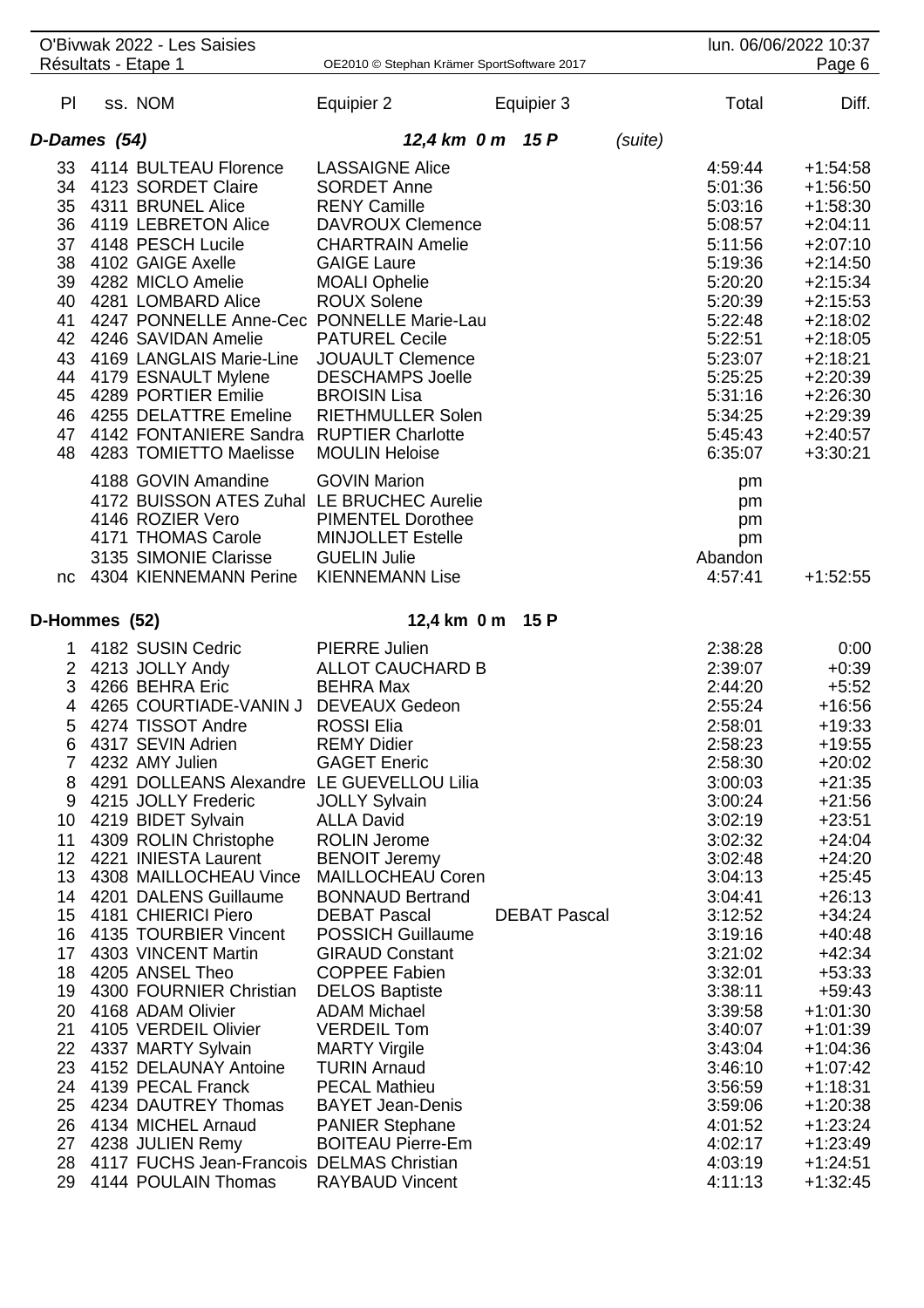O'Bivwak 2022 - Les Saisies
Résultats - Etape 1

| Pl | ss. NOM | Equipier 2 | Equipier 3 | Total | Diff. |
|---|---|---|---|---|---|
| ***D-Dames (54)*** | | ***12,4 km 0 m 15 P*** | *(suite)* | | |
| 33 | 4114 BULTEAU Florence | LASSAIGNE Alice | | 4:59:44 | +1:54:58 |
| 34 | 4123 SORDET Claire | SORDET Anne | | 5:01:36 | +1:56:50 |
| 35 | 4311 BRUNEL Alice | RENY Camille | | 5:03:16 | +1:58:30 |
| 36 | 4119 LEBRETON Alice | DAVROUX Clemence | | 5:08:57 | +2:04:11 |
| 37 | 4148 PESCH Lucile | CHARTRAIN Amelie | | 5:11:56 | +2:07:10 |
| 38 | 4102 GAIGE Axelle | GAIGE Laure | | 5:19:36 | +2:14:50 |
| 39 | 4282 MICLO Amelie | MOALI Ophelie | | 5:20:20 | +2:15:34 |
| 40 | 4281 LOMBARD Alice | ROUX Solene | | 5:20:39 | +2:15:53 |
| 41 | 4247 PONNELLE Anne-Cec | PONNELLE Marie-Lau | | 5:22:48 | +2:18:02 |
| 42 | 4246 SAVIDAN Amelie | PATUREL Cecile | | 5:22:51 | +2:18:05 |
| 43 | 4169 LANGLAIS Marie-Line | JOUAULT Clemence | | 5:23:07 | +2:18:21 |
| 44 | 4179 ESNAULT Mylene | DESCHAMPS Joelle | | 5:25:25 | +2:20:39 |
| 45 | 4289 PORTIER Emilie | BROISIN Lisa | | 5:31:16 | +2:26:30 |
| 46 | 4255 DELATTRE Emeline | RIETHMULLER Solen | | 5:34:25 | +2:29:39 |
| 47 | 4142 FONTANIERE Sandra | RUPTIER Charlotte | | 5:45:43 | +2:40:57 |
| 48 | 4283 TOMIETTO Maelisse | MOULIN Heloise | | 6:35:07 | +3:30:21 |
| | 4188 GOVIN Amandine | GOVIN Marion | | pm | |
| | 4172 BUISSON ATES Zuhal | LE BRUCHEC Aurelie | | pm | |
| | 4146 ROZIER Vero | PIMENTEL Dorothee | | pm | |
| | 4171 THOMAS Carole | MINJOLLET Estelle | | pm | |
| | 3135 SIMONIE Clarisse | GUELIN Julie | | Abandon | |
| nc | 4304 KIENNEMANN Perine | KIENNEMANN Lise | | 4:57:41 | +1:52:55 |
| **D-Hommes (52)** | | **12,4 km 0 m 15 P** | | | |
| 1 | 4182 SUSIN Cedric | PIERRE Julien | | 2:38:28 | 0:00 |
| 2 | 4213 JOLLY Andy | ALLOT CAUCHARD B | | 2:39:07 | +0:39 |
| 3 | 4266 BEHRA Eric | BEHRA Max | | 2:44:20 | +5:52 |
| 4 | 4265 COURTIADE-VANIN J | DEVEAUX Gedeon | | 2:55:24 | +16:56 |
| 5 | 4274 TISSOT Andre | ROSSI Elia | | 2:58:01 | +19:33 |
| 6 | 4317 SEVIN Adrien | REMY Didier | | 2:58:23 | +19:55 |
| 7 | 4232 AMY Julien | GAGET Eneric | | 2:58:30 | +20:02 |
| 8 | 4291 DOLLEANS Alexandre | LE GUEVELLOU Lilia | | 3:00:03 | +21:35 |
| 9 | 4215 JOLLY Frederic | JOLLY Sylvain | | 3:00:24 | +21:56 |
| 10 | 4219 BIDET Sylvain | ALLA David | | 3:02:19 | +23:51 |
| 11 | 4309 ROLIN Christophe | ROLIN Jerome | | 3:02:32 | +24:04 |
| 12 | 4221 INIESTA Laurent | BENOIT Jeremy | | 3:02:48 | +24:20 |
| 13 | 4308 MAILLOCHEAU Vince | MAILLOCHEAU Coren | | 3:04:13 | +25:45 |
| 14 | 4201 DALENS Guillaume | BONNAUD Bertrand | | 3:04:41 | +26:13 |
| 15 | 4181 CHIERICI Piero | DEBAT Pascal | DEBAT Pascal | 3:12:52 | +34:24 |
| 16 | 4135 TOURBIER Vincent | POSSICH Guillaume | | 3:19:16 | +40:48 |
| 17 | 4303 VINCENT Martin | GIRAUD Constant | | 3:21:02 | +42:34 |
| 18 | 4205 ANSEL Theo | COPPEE Fabien | | 3:32:01 | +53:33 |
| 19 | 4300 FOURNIER Christian | DELOS Baptiste | | 3:38:11 | +59:43 |
| 20 | 4168 ADAM Olivier | ADAM Michael | | 3:39:58 | +1:01:30 |
| 21 | 4105 VERDEIL Olivier | VERDEIL Tom | | 3:40:07 | +1:01:39 |
| 22 | 4337 MARTY Sylvain | MARTY Virgile | | 3:43:04 | +1:04:36 |
| 23 | 4152 DELAUNAY Antoine | TURIN Arnaud | | 3:46:10 | +1:07:42 |
| 24 | 4139 PECAL Franck | PECAL Mathieu | | 3:56:59 | +1:18:31 |
| 25 | 4234 DAUTREY Thomas | BAYET Jean-Denis | | 3:59:06 | +1:20:38 |
| 26 | 4134 MICHEL Arnaud | PANIER Stephane | | 4:01:52 | +1:23:24 |
| 27 | 4238 JULIEN Remy | BOITEAU Pierre-Em | | 4:02:17 | +1:23:49 |
| 28 | 4117 FUCHS Jean-Francois | DELMAS Christian | | 4:03:19 | +1:24:51 |
| 29 | 4144 POULAIN Thomas | RAYBAUD Vincent | | 4:11:13 | +1:32:45 |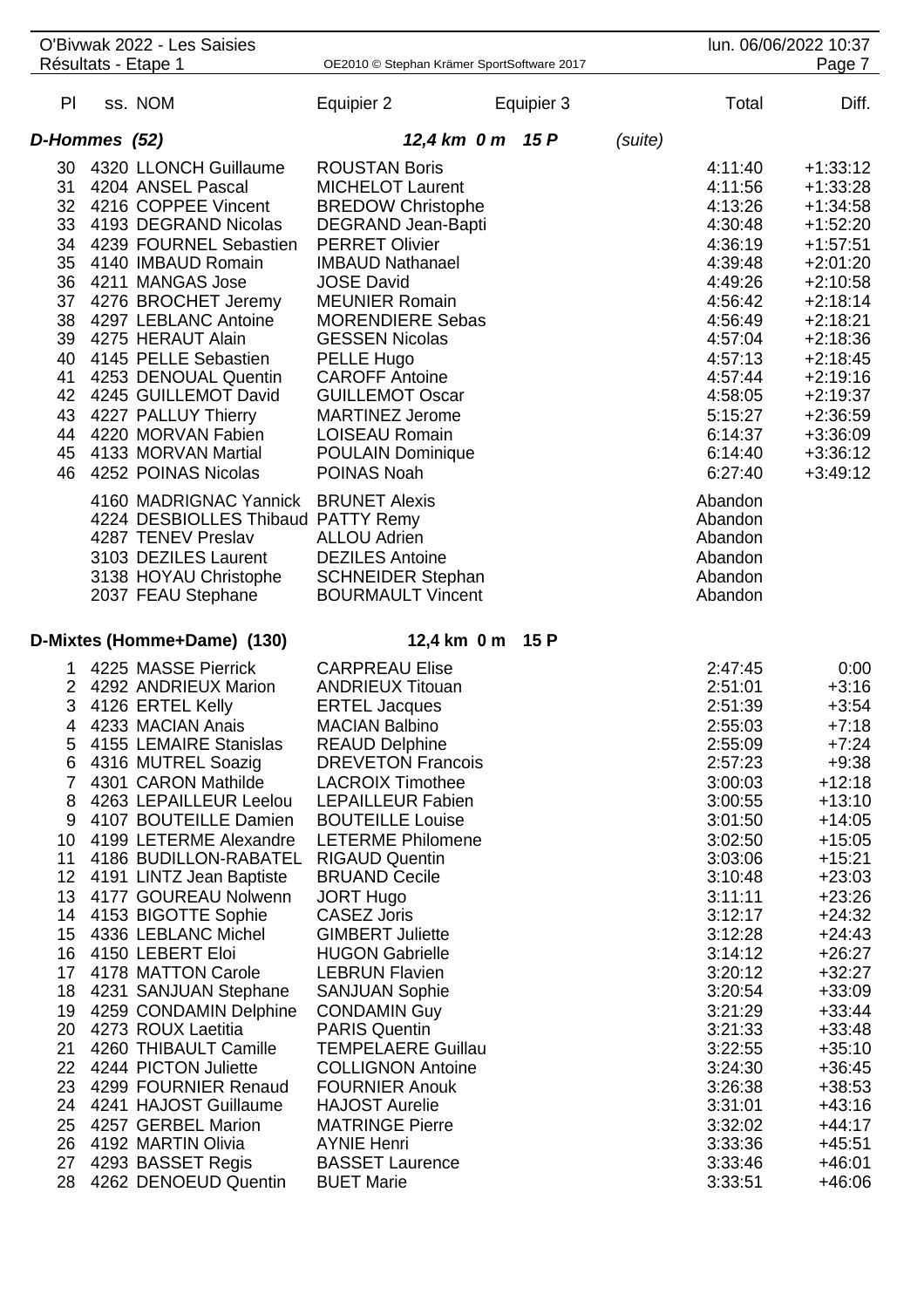| Pl | ss. NOM | Equipier 2 | Equipier 3 | Total | Diff. |
|---|---|---|---|---|---|
| **D-Hommes (52)** | | **12,4 km 0 m 15 P** | (suite) | | |
| 30 | 4320 LLONCH Guillaume | ROUSTAN Boris | | 4:11:40 | +1:33:12 |
| 31 | 4204 ANSEL Pascal | MICHELOT Laurent | | 4:11:56 | +1:33:28 |
| 32 | 4216 COPPEE Vincent | BREDOW Christophe | | 4:13:26 | +1:34:58 |
| 33 | 4193 DEGRAND Nicolas | DEGRAND Jean-Bapti | | 4:30:48 | +1:52:20 |
| 34 | 4239 FOURNEL Sebastien | PERRET Olivier | | 4:36:19 | +1:57:51 |
| 35 | 4140 IMBAUD Romain | IMBAUD Nathanael | | 4:39:48 | +2:01:20 |
| 36 | 4211 MANGAS Jose | JOSE David | | 4:49:26 | +2:10:58 |
| 37 | 4276 BROCHET Jeremy | MEUNIER Romain | | 4:56:42 | +2:18:14 |
| 38 | 4297 LEBLANC Antoine | MORENDIERE Sebas | | 4:56:49 | +2:18:21 |
| 39 | 4275 HERAUT Alain | GESSEN Nicolas | | 4:57:04 | +2:18:36 |
| 40 | 4145 PELLE Sebastien | PELLE Hugo | | 4:57:13 | +2:18:45 |
| 41 | 4253 DENOUAL Quentin | CAROFF Antoine | | 4:57:44 | +2:19:16 |
| 42 | 4245 GUILLEMOT David | GUILLEMOT Oscar | | 4:58:05 | +2:19:37 |
| 43 | 4227 PALLUY Thierry | MARTINEZ Jerome | | 5:15:27 | +2:36:59 |
| 44 | 4220 MORVAN Fabien | LOISEAU Romain | | 6:14:37 | +3:36:09 |
| 45 | 4133 MORVAN Martial | POULAIN Dominique | | 6:14:40 | +3:36:12 |
| 46 | 4252 POINAS Nicolas | POINAS Noah | | 6:27:40 | +3:49:12 |
| | 4160 MADRIGNAC Yannick | BRUNET Alexis | | Abandon | |
| | 4224 DESBIOLLES Thibaud | PATTY Remy | | Abandon | |
| | 4287 TENEV Preslav | ALLOU Adrien | | Abandon | |
| | 3103 DEZILES Laurent | DEZILES Antoine | | Abandon | |
| | 3138 HOYAU Christophe | SCHNEIDER Stephan | | Abandon | |
| | 2037 FEAU Stephane | BOURMAULT Vincent | | Abandon | |
| **D-Mixtes (Homme+Dame) (130)** | | **12,4 km 0 m 15 P** | | | |
| 1 | 4225 MASSE Pierrick | CARPREAU Elise | | 2:47:45 | 0:00 |
| 2 | 4292 ANDRIEUX Marion | ANDRIEUX Titouan | | 2:51:01 | +3:16 |
| 3 | 4126 ERTEL Kelly | ERTEL Jacques | | 2:51:39 | +3:54 |
| 4 | 4233 MACIAN Anais | MACIAN Balbino | | 2:55:03 | +7:18 |
| 5 | 4155 LEMAIRE Stanislas | REAUD Delphine | | 2:55:09 | +7:24 |
| 6 | 4316 MUTREL Soazig | DREVETON Francois | | 2:57:23 | +9:38 |
| 7 | 4301 CARON Mathilde | LACROIX Timothee | | 3:00:03 | +12:18 |
| 8 | 4263 LEPAILLEUR Leelou | LEPAILLEUR Fabien | | 3:00:55 | +13:10 |
| 9 | 4107 BOUTEILLE Damien | BOUTEILLE Louise | | 3:01:50 | +14:05 |
| 10 | 4199 LETERME Alexandre | LETERME Philomene | | 3:02:50 | +15:05 |
| 11 | 4186 BUDILLON-RABATEL | RIGAUD Quentin | | 3:03:06 | +15:21 |
| 12 | 4191 LINTZ Jean Baptiste | BRUAND Cecile | | 3:10:48 | +23:03 |
| 13 | 4177 GOUREAU Nolwenn | JORT Hugo | | 3:11:11 | +23:26 |
| 14 | 4153 BIGOTTE Sophie | CASEZ Joris | | 3:12:17 | +24:32 |
| 15 | 4336 LEBLANC Michel | GIMBERT Juliette | | 3:12:28 | +24:43 |
| 16 | 4150 LEBERT Eloi | HUGON Gabrielle | | 3:14:12 | +26:27 |
| 17 | 4178 MATTON Carole | LEBRUN Flavien | | 3:20:12 | +32:27 |
| 18 | 4231 SANJUAN Stephane | SANJUAN Sophie | | 3:20:54 | +33:09 |
| 19 | 4259 CONDAMIN Delphine | CONDAMIN Guy | | 3:21:29 | +33:44 |
| 20 | 4273 ROUX Laetitia | PARIS Quentin | | 3:21:33 | +33:48 |
| 21 | 4260 THIBAULT Camille | TEMPELAERE Guillau | | 3:22:55 | +35:10 |
| 22 | 4244 PICTON Juliette | COLLIGNON Antoine | | 3:24:30 | +36:45 |
| 23 | 4299 FOURNIER Renaud | FOURNIER Anouk | | 3:26:38 | +38:53 |
| 24 | 4241 HAJOST Guillaume | HAJOST Aurelie | | 3:31:01 | +43:16 |
| 25 | 4257 GERBEL Marion | MATRINGE Pierre | | 3:32:02 | +44:17 |
| 26 | 4192 MARTIN Olivia | AYNIE Henri | | 3:33:36 | +45:51 |
| 27 | 4293 BASSET Regis | BASSET Laurence | | 3:33:46 | +46:01 |
| 28 | 4262 DENOEUD Quentin | BUET Marie | | 3:33:51 | +46:06 |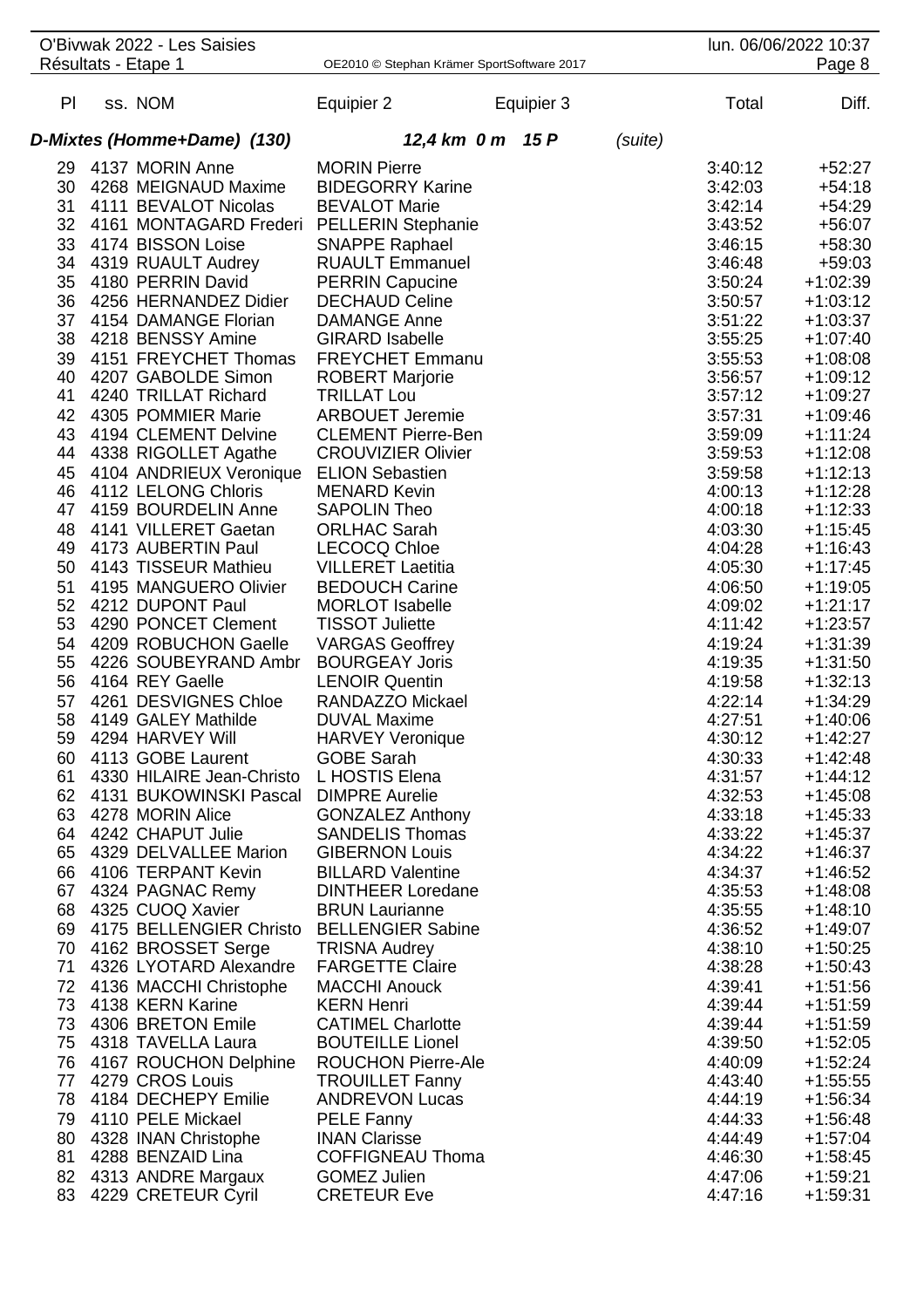| Pl | ss. | NOM | Equipier 2 | Equipier 3 | Total | Diff. |
|---|---|---|---|---|---|---|
| ***D-Mixtes (Homme+Dame) (130)*** | | | ***12,4 km 0 m 15 P*** | *(suite)* | | |
| 29 | 4137 | MORIN Anne | MORIN Pierre | | 3:40:12 | +52:27 |
| 30 | 4268 | MEIGNAUD Maxime | BIDEGORRY Karine | | 3:42:03 | +54:18 |
| 31 | 4111 | BEVALOT Nicolas | BEVALOT Marie | | 3:42:14 | +54:29 |
| 32 | 4161 | MONTAGARD Frederi | PELLERIN Stephanie | | 3:43:52 | +56:07 |
| 33 | 4174 | BISSON Loise | SNAPPE Raphael | | 3:46:15 | +58:30 |
| 34 | 4319 | RUAULT Audrey | RUAULT Emmanuel | | 3:46:48 | +59:03 |
| 35 | 4180 | PERRIN David | PERRIN Capucine | | 3:50:24 | +1:02:39 |
| 36 | 4256 | HERNANDEZ Didier | DECHAUD Celine | | 3:50:57 | +1:03:12 |
| 37 | 4154 | DAMANGE Florian | DAMANGE Anne | | 3:51:22 | +1:03:37 |
| 38 | 4218 | BENSSY Amine | GIRARD Isabelle | | 3:55:25 | +1:07:40 |
| 39 | 4151 | FREYCHET Thomas | FREYCHET Emmanu | | 3:55:53 | +1:08:08 |
| 40 | 4207 | GABOLDE Simon | ROBERT Marjorie | | 3:56:57 | +1:09:12 |
| 41 | 4240 | TRILLAT Richard | TRILLAT Lou | | 3:57:12 | +1:09:27 |
| 42 | 4305 | POMMIER Marie | ARBOUET Jeremie | | 3:57:31 | +1:09:46 |
| 43 | 4194 | CLEMENT Delvine | CLEMENT Pierre-Ben | | 3:59:09 | +1:11:24 |
| 44 | 4338 | RIGOLLET Agathe | CROUVIZIER Olivier | | 3:59:53 | +1:12:08 |
| 45 | 4104 | ANDRIEUX Veronique | ELION Sebastien | | 3:59:58 | +1:12:13 |
| 46 | 4112 | LELONG Chloris | MENARD Kevin | | 4:00:13 | +1:12:28 |
| 47 | 4159 | BOURDELIN Anne | SAPOLIN Theo | | 4:00:18 | +1:12:33 |
| 48 | 4141 | VILLERET Gaetan | ORLHAC Sarah | | 4:03:30 | +1:15:45 |
| 49 | 4173 | AUBERTIN Paul | LECOCQ Chloe | | 4:04:28 | +1:16:43 |
| 50 | 4143 | TISSEUR Mathieu | VILLERET Laetitia | | 4:05:30 | +1:17:45 |
| 51 | 4195 | MANGUERO Olivier | BEDOUCH Carine | | 4:06:50 | +1:19:05 |
| 52 | 4212 | DUPONT Paul | MORLOT Isabelle | | 4:09:02 | +1:21:17 |
| 53 | 4290 | PONCET Clement | TISSOT Juliette | | 4:11:42 | +1:23:57 |
| 54 | 4209 | ROBUCHON Gaelle | VARGAS Geoffrey | | 4:19:24 | +1:31:39 |
| 55 | 4226 | SOUBEYRAND Ambr | BOURGEAY Joris | | 4:19:35 | +1:31:50 |
| 56 | 4164 | REY Gaelle | LENOIR Quentin | | 4:19:58 | +1:32:13 |
| 57 | 4261 | DESVIGNES Chloe | RANDAZZO Mickael | | 4:22:14 | +1:34:29 |
| 58 | 4149 | GALEY Mathilde | DUVAL Maxime | | 4:27:51 | +1:40:06 |
| 59 | 4294 | HARVEY Will | HARVEY Veronique | | 4:30:12 | +1:42:27 |
| 60 | 4113 | GOBE Laurent | GOBE Sarah | | 4:30:33 | +1:42:48 |
| 61 | 4330 | HILAIRE Jean-Christo | L HOSTIS Elena | | 4:31:57 | +1:44:12 |
| 62 | 4131 | BUKOWINSKI Pascal | DIMPRE Aurelie | | 4:32:53 | +1:45:08 |
| 63 | 4278 | MORIN Alice | GONZALEZ Anthony | | 4:33:18 | +1:45:33 |
| 64 | 4242 | CHAPUT Julie | SANDELIS Thomas | | 4:33:22 | +1:45:37 |
| 65 | 4329 | DELVALLEE Marion | GIBERNON Louis | | 4:34:22 | +1:46:37 |
| 66 | 4106 | TERPANT Kevin | BILLARD Valentine | | 4:34:37 | +1:46:52 |
| 67 | 4324 | PAGNAC Remy | DINTHEER Loredane | | 4:35:53 | +1:48:08 |
| 68 | 4325 | CUOQ Xavier | BRUN Laurianne | | 4:35:55 | +1:48:10 |
| 69 | 4175 | BELLENGIER Christo | BELLENGIER Sabine | | 4:36:52 | +1:49:07 |
| 70 | 4162 | BROSSET Serge | TRISNA Audrey | | 4:38:10 | +1:50:25 |
| 71 | 4326 | LYOTARD Alexandre | FARGETTE Claire | | 4:38:28 | +1:50:43 |
| 72 | 4136 | MACCHI Christophe | MACCHI Anouck | | 4:39:41 | +1:51:56 |
| 73 | 4138 | KERN Karine | KERN Henri | | 4:39:44 | +1:51:59 |
| 73 | 4306 | BRETON Emile | CATIMEL Charlotte | | 4:39:44 | +1:51:59 |
| 75 | 4318 | TAVELLA Laura | BOUTEILLE Lionel | | 4:39:50 | +1:52:05 |
| 76 | 4167 | ROUCHON Delphine | ROUCHON Pierre-Ale | | 4:40:09 | +1:52:24 |
| 77 | 4279 | CROS Louis | TROUILLET Fanny | | 4:43:40 | +1:55:55 |
| 78 | 4184 | DECHEPY Emilie | ANDREVON Lucas | | 4:44:19 | +1:56:34 |
| 79 | 4110 | PELE Mickael | PELE Fanny | | 4:44:33 | +1:56:48 |
| 80 | 4328 | INAN Christophe | INAN Clarisse | | 4:44:49 | +1:57:04 |
| 81 | 4288 | BENZAID Lina | COFFIGNEAU Thoma | | 4:46:30 | +1:58:45 |
| 82 | 4313 | ANDRE Margaux | GOMEZ Julien | | 4:47:06 | +1:59:21 |
| 83 | 4229 | CRETEUR Cyril | CRETEUR Eve | | 4:47:16 | +1:59:31 |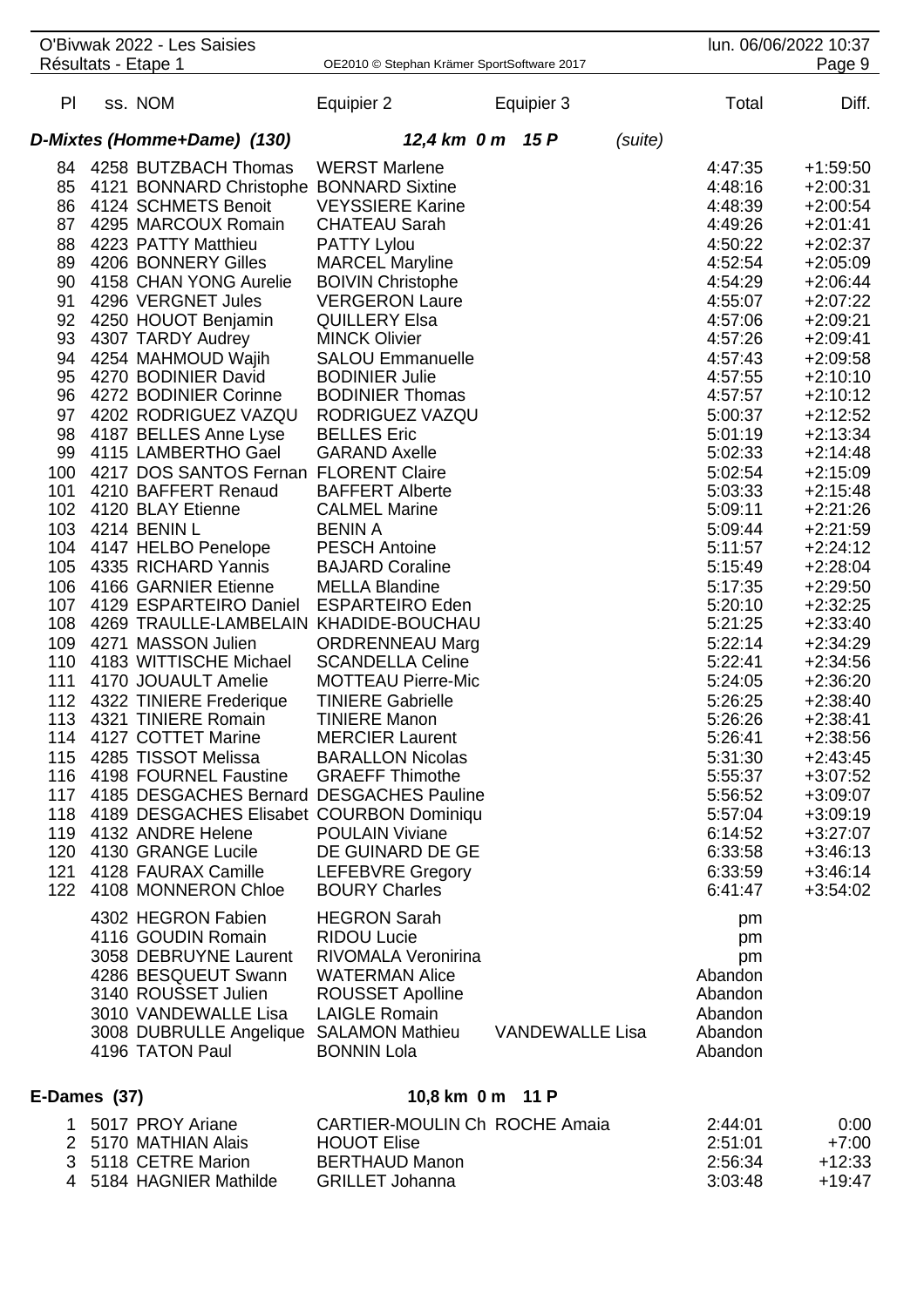| Pl | ss. NOM | Equipier 2 | Equipier 3 | Total | Diff. |
|---|---|---|---|---|---|
| **D-Mixtes (Homme+Dame) (130)** | | **12,4 km 0 m 15 P** | (suite) | | |
| 84 | 4258 BUTZBACH Thomas | WERST Marlene | | 4:47:35 | +1:59:50 |
| 85 | 4121 BONNARD Christophe | BONNARD Sixtine | | 4:48:16 | +2:00:31 |
| 86 | 4124 SCHMETS Benoit | VEYSSIERE Karine | | 4:48:39 | +2:00:54 |
| 87 | 4295 MARCOUX Romain | CHATEAU Sarah | | 4:49:26 | +2:01:41 |
| 88 | 4223 PATTY Matthieu | PATTY Lylou | | 4:50:22 | +2:02:37 |
| 89 | 4206 BONNERY Gilles | MARCEL Maryline | | 4:52:54 | +2:05:09 |
| 90 | 4158 CHAN YONG Aurelie | BOIVIN Christophe | | 4:54:29 | +2:06:44 |
| 91 | 4296 VERGNET Jules | VERGERON Laure | | 4:55:07 | +2:07:22 |
| 92 | 4250 HOUOT Benjamin | QUILLERY Elsa | | 4:57:06 | +2:09:21 |
| 93 | 4307 TARDY Audrey | MINCK Olivier | | 4:57:26 | +2:09:41 |
| 94 | 4254 MAHMOUD Wajih | SALOU Emmanuelle | | 4:57:43 | +2:09:58 |
| 95 | 4270 BODINIER David | BODINIER Julie | | 4:57:55 | +2:10:10 |
| 96 | 4272 BODINIER Corinne | BODINIER Thomas | | 4:57:57 | +2:10:12 |
| 97 | 4202 RODRIGUEZ VAZQU | RODRIGUEZ VAZQU | | 5:00:37 | +2:12:52 |
| 98 | 4187 BELLES Anne Lyse | BELLES Eric | | 5:01:19 | +2:13:34 |
| 99 | 4115 LAMBERTHO Gael | GARAND Axelle | | 5:02:33 | +2:14:48 |
| 100 | 4217 DOS SANTOS Fernan | FLORENT Claire | | 5:02:54 | +2:15:09 |
| 101 | 4210 BAFFERT Renaud | BAFFERT Alberte | | 5:03:33 | +2:15:48 |
| 102 | 4120 BLAY Etienne | CALMEL Marine | | 5:09:11 | +2:21:26 |
| 103 | 4214 BENIN L | BENIN A | | 5:09:44 | +2:21:59 |
| 104 | 4147 HELBO Penelope | PESCH Antoine | | 5:11:57 | +2:24:12 |
| 105 | 4335 RICHARD Yannis | BAJARD Coraline | | 5:15:49 | +2:28:04 |
| 106 | 4166 GARNIER Etienne | MELLA Blandine | | 5:17:35 | +2:29:50 |
| 107 | 4129 ESPARTEIRO Daniel | ESPARTEIRO Eden | | 5:20:10 | +2:32:25 |
| 108 | 4269 TRAULLE-LAMBELAIN | KHADIDE-BOUCHAU | | 5:21:25 | +2:33:40 |
| 109 | 4271 MASSON Julien | ORDRENNEAU Marg | | 5:22:14 | +2:34:29 |
| 110 | 4183 WITTISCHE Michael | SCANDELLA Celine | | 5:22:41 | +2:34:56 |
| 111 | 4170 JOUAULT Amelie | MOTTEAU Pierre-Mic | | 5:24:05 | +2:36:20 |
| 112 | 4322 TINIERE Frederique | TINIERE Gabrielle | | 5:26:25 | +2:38:40 |
| 113 | 4321 TINIERE Romain | TINIERE Manon | | 5:26:26 | +2:38:41 |
| 114 | 4127 COTTET Marine | MERCIER Laurent | | 5:26:41 | +2:38:56 |
| 115 | 4285 TISSOT Melissa | BARALLON Nicolas | | 5:31:30 | +2:43:45 |
| 116 | 4198 FOURNEL Faustine | GRAEFF Thimothe | | 5:55:37 | +3:07:52 |
| 117 | 4185 DESGACHES Bernard | DESGACHES Pauline | | 5:56:52 | +3:09:07 |
| 118 | 4189 DESGACHES Elisabet | COURBON Dominiqu | | 5:57:04 | +3:09:19 |
| 119 | 4132 ANDRE Helene | POULAIN Viviane | | 6:14:52 | +3:27:07 |
| 120 | 4130 GRANGE Lucile | DE GUINARD DE GE | | 6:33:58 | +3:46:13 |
| 121 | 4128 FAURAX Camille | LEFEBVRE Gregory | | 6:33:59 | +3:46:14 |
| 122 | 4108 MONNERON Chloe | BOURY Charles | | 6:41:47 | +3:54:02 |
| | 4302 HEGRON Fabien | HEGRON Sarah | | pm | |
| | 4116 GOUDIN Romain | RIDOU Lucie | | pm | |
| | 3058 DEBRUYNE Laurent | RIVOMALA Veronirina | | pm | |
| | 4286 BESQUEUT Swann | WATERMAN Alice | | Abandon | |
| | 3140 ROUSSET Julien | ROUSSET Apolline | | Abandon | |
| | 3010 VANDEWALLE Lisa | LAIGLE Romain | | Abandon | |
| | 3008 DUBRULLE Angelique | SALAMON Mathieu | VANDEWALLE Lisa | Abandon | |
| | 4196 TATON Paul | BONNIN Lola | | Abandon | |
| **E-Dames (37)** | | **10,8 km 0 m 11 P** | | | |
| 1 | 5017 PROY Ariane | CARTIER-MOULIN Ch | ROCHE Amaia | 2:44:01 | 0:00 |
| 2 | 5170 MATHIAN Alais | HOUOT Elise | | 2:51:01 | +7:00 |
| 3 | 5118 CETRE Marion | BERTHAUD Manon | | 2:56:34 | +12:33 |
| 4 | 5184 HAGNIER Mathilde | GRILLET Johanna | | 3:03:48 | +19:47 |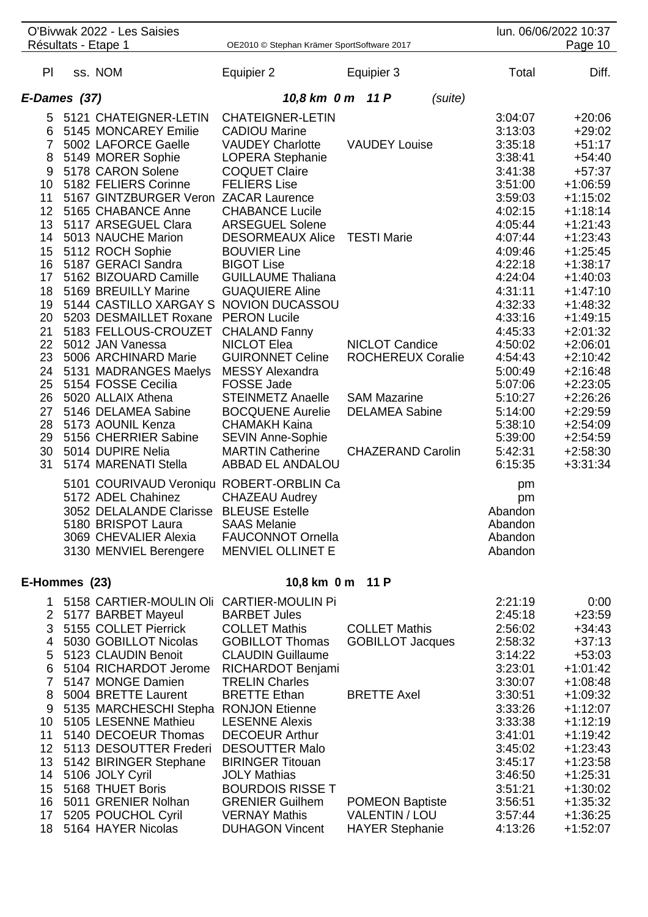O'Bivwak 2022 - Les Saisies
Résultats - Etape 1

| Pl | ss. NOM | Equipier 2 | Equipier 3 | Total | Diff. |
|---|---|---|---|---|---|

## E-Dames (37) — 10,8 km 0 m 11 P (suite)

| Pl | ss. NOM | Equipier 2 | Equipier 3 | Total | Diff. |
|---|---|---|---|---|---|
| 5 | 5121 CHATEIGNER-LETIN | CHATEIGNER-LETIN | | 3:04:07 | +20:06 |
| 6 | 5145 MONCAREY Emilie | CADIOU Marine | | 3:13:03 | +29:02 |
| 7 | 5002 LAFORCE Gaelle | VAUDEY Charlotte | VAUDEY Louise | 3:35:18 | +51:17 |
| 8 | 5149 MORER Sophie | LOPERA Stephanie | | 3:38:41 | +54:40 |
| 9 | 5178 CARON Solene | COQUET Claire | | 3:41:38 | +57:37 |
| 10 | 5182 FELIERS Corinne | FELIERS Lise | | 3:51:00 | +1:06:59 |
| 11 | 5167 GINTZBURGER Veron | ZACAR Laurence | | 3:59:03 | +1:15:02 |
| 12 | 5165 CHABANCE Anne | CHABANCE Lucile | | 4:02:15 | +1:18:14 |
| 13 | 5117 ARSEGUEL Clara | ARSEGUEL Solene | | 4:05:44 | +1:21:43 |
| 14 | 5013 NAUCHE Marion | DESORMEAUX Alice | TESTI Marie | 4:07:44 | +1:23:43 |
| 15 | 5112 ROCH Sophie | BOUVIER Line | | 4:09:46 | +1:25:45 |
| 16 | 5187 GERACI Sandra | BIGOT Lise | | 4:22:18 | +1:38:17 |
| 17 | 5162 BIZOUARD Camille | GUILLAUME Thaliana | | 4:24:04 | +1:40:03 |
| 18 | 5169 BREUILLY Marine | GUAQUIERE Aline | | 4:31:11 | +1:47:10 |
| 19 | 5144 CASTILLO XARGAY S | NOVION DUCASSOU | | 4:32:33 | +1:48:32 |
| 20 | 5203 DESMAILLET Roxane | PERON Lucile | | 4:33:16 | +1:49:15 |
| 21 | 5183 FELLOUS-CROUZET | CHALAND Fanny | | 4:45:33 | +2:01:32 |
| 22 | 5012 JAN Vanessa | NICLOT Elea | NICLOT Candice | 4:50:02 | +2:06:01 |
| 23 | 5006 ARCHINARD Marie | GUIRONNET Celine | ROCHEREUX Coralie | 4:54:43 | +2:10:42 |
| 24 | 5131 MADRANGES Maelys | MESSY Alexandra | | 5:00:49 | +2:16:48 |
| 25 | 5154 FOSSE Cecilia | FOSSE Jade | | 5:07:06 | +2:23:05 |
| 26 | 5020 ALLAIX Athena | STEINMETZ Anaelle | SAM Mazarine | 5:10:27 | +2:26:26 |
| 27 | 5146 DELAMEA Sabine | BOCQUENE Aurelie | DELAMEA Sabine | 5:14:00 | +2:29:59 |
| 28 | 5173 AOUNIL Kenza | CHAMAKH Kaina | | 5:38:10 | +2:54:09 |
| 29 | 5156 CHERRIER Sabine | SEVIN Anne-Sophie | | 5:39:00 | +2:54:59 |
| 30 | 5014 DUPIRE Nelia | MARTIN Catherine | CHAZERAND Carolin | 5:42:31 | +2:58:30 |
| 31 | 5174 MARENATI Stella | ABBAD EL ANDALOU | | 6:15:35 | +3:31:34 |
| | 5101 COURIVAUD Veroniqu | ROBERT-ORBLIN Ca | | pm | |
| | 5172 ADEL Chahinez | CHAZEAU Audrey | | pm | |
| | 3052 DELALANDE Clarisse | BLEUSE Estelle | | Abandon | |
| | 5180 BRISPOT Laura | SAAS Melanie | | Abandon | |
| | 3069 CHEVALIER Alexia | FAUCONNOT Ornella | | Abandon | |
| | 3130 MENVIEL Berengere | MENVIEL OLLINET E | | Abandon | |

## E-Hommes (23) — 10,8 km 0 m 11 P

| Pl | ss. NOM | Equipier 2 | Equipier 3 | Total | Diff. |
|---|---|---|---|---|---|
| 1 | 5158 CARTIER-MOULIN Oli | CARTIER-MOULIN Pi | | 2:21:19 | 0:00 |
| 2 | 5177 BARBET Mayeul | BARBET Jules | | 2:45:18 | +23:59 |
| 3 | 5155 COLLET Pierrick | COLLET Mathis | COLLET Mathis | 2:56:02 | +34:43 |
| 4 | 5030 GOBILLOT Nicolas | GOBILLOT Thomas | GOBILLOT Jacques | 2:58:32 | +37:13 |
| 5 | 5123 CLAUDIN Benoit | CLAUDIN Guillaume | | 3:14:22 | +53:03 |
| 6 | 5104 RICHARDOT Jerome | RICHARDOT Benjami | | 3:23:01 | +1:01:42 |
| 7 | 5147 MONGE Damien | TRELIN Charles | | 3:30:07 | +1:08:48 |
| 8 | 5004 BRETTE Laurent | BRETTE Ethan | BRETTE Axel | 3:30:51 | +1:09:32 |
| 9 | 5135 MARCHESCHI Stepha | RONJON Etienne | | 3:33:26 | +1:12:07 |
| 10 | 5105 LESENNE Mathieu | LESENNE Alexis | | 3:33:38 | +1:12:19 |
| 11 | 5140 DECOEUR Thomas | DECOEUR Arthur | | 3:41:01 | +1:19:42 |
| 12 | 5113 DESOUTTER Frederi | DESOUTTER Malo | | 3:45:02 | +1:23:43 |
| 13 | 5142 BIRINGER Stephane | BIRINGER Titouan | | 3:45:17 | +1:23:58 |
| 14 | 5106 JOLY Cyril | JOLY Mathias | | 3:46:50 | +1:25:31 |
| 15 | 5168 THUET Boris | BOURDOIS RISSE T | | 3:51:21 | +1:30:02 |
| 16 | 5011 GRENIER Nolhan | GRENIER Guilhem | POMEON Baptiste | 3:56:51 | +1:35:32 |
| 17 | 5205 POUCHOL Cyril | VERNAY Mathis | VALENTIN / LOU | 3:57:44 | +1:36:25 |
| 18 | 5164 HAYER Nicolas | DUHAGON Vincent | HAYER Stephanie | 4:13:26 | +1:52:07 |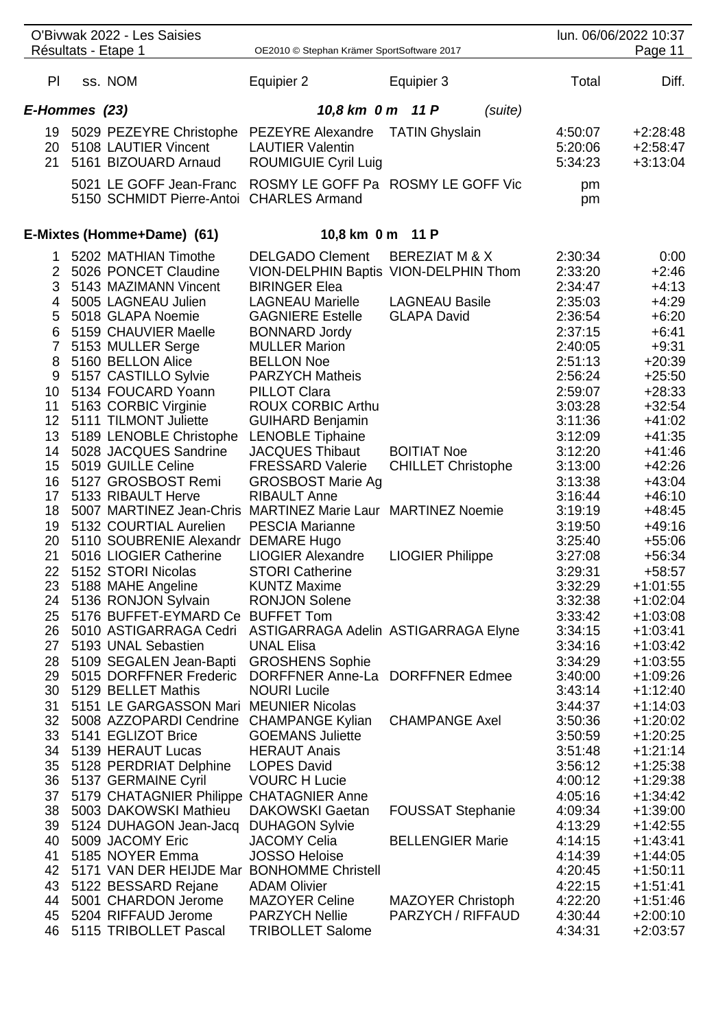O'Bivwak 2022 - Les Saisies
Résultats - Etape 1

| Pl | ss. NOM | Equipier 2 | Equipier 3 | Total | Diff. |
|---|---|---|---|---|---|
| ***E-Hommes (23)*** | | ***10,8 km 0 m 11 P*** | *(suite)* | | |
| 19 | 5029 PEZEYRE Christophe | PEZEYRE Alexandre | TATIN Ghyslain | 4:50:07 | +2:28:48 |
| 20 | 5108 LAUTIER Vincent | LAUTIER Valentin | | 5:20:06 | +2:58:47 |
| 21 | 5161 BIZOUARD Arnaud | ROUMIGUIE Cyril Luig | | 5:34:23 | +3:13:04 |
| | 5021 LE GOFF Jean-Franc | ROSMY LE GOFF Pa | ROSMY LE GOFF Vic | pm | |
| | 5150 SCHMIDT Pierre-Antoi | CHARLES Armand | | pm | |
| **E-Mixtes (Homme+Dame) (61)** | | **10,8 km 0 m 11 P** | | | |
| 1 | 5202 MATHIAN Timothe | DELGADO Clement | BEREZIAT M & X | 2:30:34 | 0:00 |
| 2 | 5026 PONCET Claudine | VION-DELPHIN Baptis | VION-DELPHIN Thom | 2:33:20 | +2:46 |
| 3 | 5143 MAZIMANN Vincent | BIRINGER Elea | | 2:34:47 | +4:13 |
| 4 | 5005 LAGNEAU Julien | LAGNEAU Marielle | LAGNEAU Basile | 2:35:03 | +4:29 |
| 5 | 5018 GLAPA Noemie | GAGNIERE Estelle | GLAPA David | 2:36:54 | +6:20 |
| 6 | 5159 CHAUVIER Maelle | BONNARD Jordy | | 2:37:15 | +6:41 |
| 7 | 5153 MULLER Serge | MULLER Marion | | 2:40:05 | +9:31 |
| 8 | 5160 BELLON Alice | BELLON Noe | | 2:51:13 | +20:39 |
| 9 | 5157 CASTILLO Sylvie | PARZYCH Matheis | | 2:56:24 | +25:50 |
| 10 | 5134 FOUCARD Yoann | PILLOT Clara | | 2:59:07 | +28:33 |
| 11 | 5163 CORBIC Virginie | ROUX CORBIC Arthu | | 3:03:28 | +32:54 |
| 12 | 5111 TILMONT Juliette | GUIHARD Benjamin | | 3:11:36 | +41:02 |
| 13 | 5189 LENOBLE Christophe | LENOBLE Tiphaine | | 3:12:09 | +41:35 |
| 14 | 5028 JACQUES Sandrine | JACQUES Thibaut | BOITIAT Noe | 3:12:20 | +41:46 |
| 15 | 5019 GUILLE Celine | FRESSARD Valerie | CHILLET Christophe | 3:13:00 | +42:26 |
| 16 | 5127 GROSBOST Remi | GROSBOST Marie Ag | | 3:13:38 | +43:04 |
| 17 | 5133 RIBAULT Herve | RIBAULT Anne | | 3:16:44 | +46:10 |
| 18 | 5007 MARTINEZ Jean-Chris | MARTINEZ Marie Laur | MARTINEZ Noemie | 3:19:19 | +48:45 |
| 19 | 5132 COURTIAL Aurelien | PESCIA Marianne | | 3:19:50 | +49:16 |
| 20 | 5110 SOUBRENIE Alexandr | DEMARE Hugo | | 3:25:40 | +55:06 |
| 21 | 5016 LIOGIER Catherine | LIOGIER Alexandre | LIOGIER Philippe | 3:27:08 | +56:34 |
| 22 | 5152 STORI Nicolas | STORI Catherine | | 3:29:31 | +58:57 |
| 23 | 5188 MAHE Angeline | KUNTZ Maxime | | 3:32:29 | +1:01:55 |
| 24 | 5136 RONJON Sylvain | RONJON Solene | | 3:32:38 | +1:02:04 |
| 25 | 5176 BUFFET-EYMARD Ce | BUFFET Tom | | 3:33:42 | +1:03:08 |
| 26 | 5010 ASTIGARRAGA Cedri | ASTIGARRAGA Adelin | ASTIGARRAGA Elyne | 3:34:15 | +1:03:41 |
| 27 | 5193 UNAL Sebastien | UNAL Elisa | | 3:34:16 | +1:03:42 |
| 28 | 5109 SEGALEN Jean-Bapti | GROSHENS Sophie | | 3:34:29 | +1:03:55 |
| 29 | 5015 DORFFNER Frederic | DORFFNER Anne-La | DORFFNER Edmee | 3:40:00 | +1:09:26 |
| 30 | 5129 BELLET Mathis | NOURI Lucile | | 3:43:14 | +1:12:40 |
| 31 | 5151 LE GARGASSON Mari | MEUNIER Nicolas | | 3:44:37 | +1:14:03 |
| 32 | 5008 AZZOPARDI Cendrine | CHAMPANGE Kylian | CHAMPANGE Axel | 3:50:36 | +1:20:02 |
| 33 | 5141 EGLIZOT Brice | GOEMANS Juliette | | 3:50:59 | +1:20:25 |
| 34 | 5139 HERAUT Lucas | HERAUT Anais | | 3:51:48 | +1:21:14 |
| 35 | 5128 PERDRIAT Delphine | LOPES David | | 3:56:12 | +1:25:38 |
| 36 | 5137 GERMAINE Cyril | VOURC H Lucie | | 4:00:12 | +1:29:38 |
| 37 | 5179 CHATAGNIER Philippe | CHATAGNIER Anne | | 4:05:16 | +1:34:42 |
| 38 | 5003 DAKOWSKI Mathieu | DAKOWSKI Gaetan | FOUSSAT Stephanie | 4:09:34 | +1:39:00 |
| 39 | 5124 DUHAGON Jean-Jacq | DUHAGON Sylvie | | 4:13:29 | +1:42:55 |
| 40 | 5009 JACOMY Eric | JACOMY Celia | BELLENGIER Marie | 4:14:15 | +1:43:41 |
| 41 | 5185 NOYER Emma | JOSSO Heloise | | 4:14:39 | +1:44:05 |
| 42 | 5171 VAN DER HEIJDE Mar | BONHOMME Christell | | 4:20:45 | +1:50:11 |
| 43 | 5122 BESSARD Rejane | ADAM Olivier | | 4:22:15 | +1:51:41 |
| 44 | 5001 CHARDON Jerome | MAZOYER Celine | MAZOYER Christoph | 4:22:20 | +1:51:46 |
| 45 | 5204 RIFFAUD Jerome | PARZYCH Nellie | PARZYCH / RIFFAUD | 4:30:44 | +2:00:10 |
| 46 | 5115 TRIBOLLET Pascal | TRIBOLLET Salome | | 4:34:31 | +2:03:57 |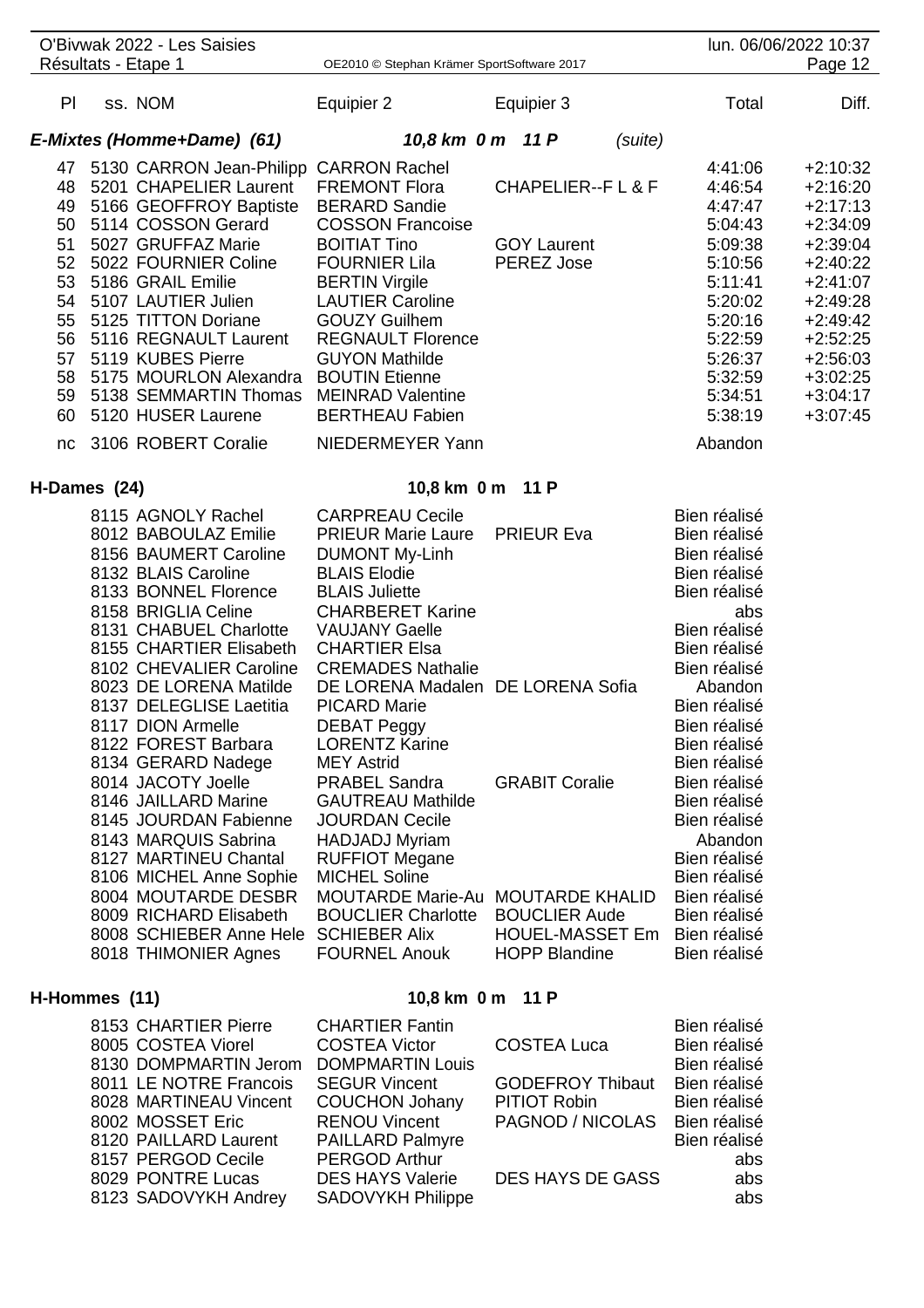O'Bivwak 2022 - Les Saisies

Résultats - Etape 1

| Pl | ss. NOM | Equipier 2 | Equipier 3 | Total | Diff. |
|---|---|---|---|---|---|
| ***E-Mixtes (Homme+Dame) (61)*** | | ***10,8 km 0 m 11 P*** | *(suite)* | | |
| 47 | 5130 CARRON Jean-Philipp | CARRON Rachel | | 4:41:06 | +2:10:32 |
| 48 | 5201 CHAPELIER Laurent | FREMONT Flora | CHAPELIER--F L & F | 4:46:54 | +2:16:20 |
| 49 | 5166 GEOFFROY Baptiste | BERARD Sandie | | 4:47:47 | +2:17:13 |
| 50 | 5114 COSSON Gerard | COSSON Francoise | | 5:04:43 | +2:34:09 |
| 51 | 5027 GRUFFAZ Marie | BOITIAT Tino | GOY Laurent | 5:09:38 | +2:39:04 |
| 52 | 5022 FOURNIER Coline | FOURNIER Lila | PEREZ Jose | 5:10:56 | +2:40:22 |
| 53 | 5186 GRAIL Emilie | BERTIN Virgile | | 5:11:41 | +2:41:07 |
| 54 | 5107 LAUTIER Julien | LAUTIER Caroline | | 5:20:02 | +2:49:28 |
| 55 | 5125 TITTON Doriane | GOUZY Guilhem | | 5:20:16 | +2:49:42 |
| 56 | 5116 REGNAULT Laurent | REGNAULT Florence | | 5:22:59 | +2:52:25 |
| 57 | 5119 KUBES Pierre | GUYON Mathilde | | 5:26:37 | +2:56:03 |
| 58 | 5175 MOURLON Alexandra | BOUTIN Etienne | | 5:32:59 | +3:02:25 |
| 59 | 5138 SEMMARTIN Thomas | MEINRAD Valentine | | 5:34:51 | +3:04:17 |
| 60 | 5120 HUSER Laurene | BERTHEAU Fabien | | 5:38:19 | +3:07:45 |
| nc | 3106 ROBERT Coralie | NIEDERMEYER Yann | | Abandon | |

**H-Dames (24)** — **10,8 km 0 m 11 P**

| Pl | ss. NOM | Equipier 2 | Equipier 3 | Total | Diff. |
|---|---|---|---|---|---|
| | 8115 AGNOLY Rachel | CARPREAU Cecile | | Bien réalisé | |
| | 8012 BABOULAZ Emilie | PRIEUR Marie Laure | PRIEUR Eva | Bien réalisé | |
| | 8156 BAUMERT Caroline | DUMONT My-Linh | | Bien réalisé | |
| | 8132 BLAIS Caroline | BLAIS Elodie | | Bien réalisé | |
| | 8133 BONNEL Florence | BLAIS Juliette | | Bien réalisé | |
| | 8158 BRIGLIA Celine | CHARBERET Karine | | abs | |
| | 8131 CHABUEL Charlotte | VAUJANY Gaelle | | Bien réalisé | |
| | 8155 CHARTIER Elisabeth | CHARTIER Elsa | | Bien réalisé | |
| | 8102 CHEVALIER Caroline | CREMADES Nathalie | | Bien réalisé | |
| | 8023 DE LORENA Matilde | DE LORENA Madalen | DE LORENA Sofia | Abandon | |
| | 8137 DELEGLISE Laetitia | PICARD Marie | | Bien réalisé | |
| | 8117 DION Armelle | DEBAT Peggy | | Bien réalisé | |
| | 8122 FOREST Barbara | LORENTZ Karine | | Bien réalisé | |
| | 8134 GERARD Nadege | MEY Astrid | | Bien réalisé | |
| | 8014 JACOTY Joelle | PRABEL Sandra | GRABIT Coralie | Bien réalisé | |
| | 8146 JAILLARD Marine | GAUTREAU Mathilde | | Bien réalisé | |
| | 8145 JOURDAN Fabienne | JOURDAN Cecile | | Bien réalisé | |
| | 8143 MARQUIS Sabrina | HADJADJ Myriam | | Abandon | |
| | 8127 MARTINEU Chantal | RUFFIOT Megane | | Bien réalisé | |
| | 8106 MICHEL Anne Sophie | MICHEL Soline | | Bien réalisé | |
| | 8004 MOUTARDE DESBR | MOUTARDE Marie-Au | MOUTARDE KHALID | Bien réalisé | |
| | 8009 RICHARD Elisabeth | BOUCLIER Charlotte | BOUCLIER Aude | Bien réalisé | |
| | 8008 SCHIEBER Anne Hele | SCHIEBER Alix | HOUEL-MASSET Em | Bien réalisé | |
| | 8018 THIMONIER Agnes | FOURNEL Anouk | HOPP Blandine | Bien réalisé | |

**H-Hommes (11)** — **10,8 km 0 m 11 P**

| Pl | ss. NOM | Equipier 2 | Equipier 3 | Total | Diff. |
|---|---|---|---|---|---|
| | 8153 CHARTIER Pierre | CHARTIER Fantin | | Bien réalisé | |
| | 8005 COSTEA Viorel | COSTEA Victor | COSTEA Luca | Bien réalisé | |
| | 8130 DOMPMARTIN Jerom | DOMPMARTIN Louis | | Bien réalisé | |
| | 8011 LE NOTRE Francois | SEGUR Vincent | GODEFROY Thibaut | Bien réalisé | |
| | 8028 MARTINEAU Vincent | COUCHON Johany | PITIOT Robin | Bien réalisé | |
| | 8002 MOSSET Eric | RENOU Vincent | PAGNOD / NICOLAS | Bien réalisé | |
| | 8120 PAILLARD Laurent | PAILLARD Palmyre | | Bien réalisé | |
| | 8157 PERGOD Cecile | PERGOD Arthur | | abs | |
| | 8029 PONTRE Lucas | DES HAYS Valerie | DES HAYS DE GASS | abs | |
| | 8123 SADOVYKH Andrey | SADOVYKH Philippe | | abs | |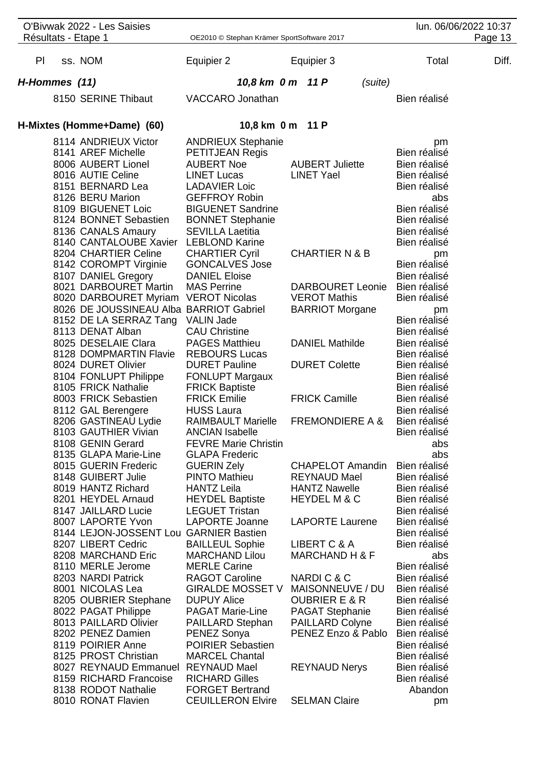| Pl | ss. NOM | Equipier 2 | Equipier 3 | Total | Diff. |
|---|---|---|---|---|---|
| **H-Hommes (11)** | | **10,8 km 0 m 11 P** | *(suite)* | | |
| | 8150 SERINE Thibaut | VACCARO Jonathan | | Bien réalisé | |
| **H-Mixtes (Homme+Dame) (60)** | | **10,8 km 0 m 11 P** | | | |
| | 8114 ANDRIEUX Victor | ANDRIEUX Stephanie | | pm | |
| | 8141 AREF Michelle | PETITJEAN Regis | | Bien réalisé | |
| | 8006 AUBERT Lionel | AUBERT Noe | AUBERT Juliette | Bien réalisé | |
| | 8016 AUTIE Celine | LINET Lucas | LINET Yael | Bien réalisé | |
| | 8151 BERNARD Lea | LADAVIER Loic | | Bien réalisé | |
| | 8126 BERU Marion | GEFFROY Robin | | abs | |
| | 8109 BIGUENET Loic | BIGUENET Sandrine | | Bien réalisé | |
| | 8124 BONNET Sebastien | BONNET Stephanie | | Bien réalisé | |
| | 8136 CANALS Amaury | SEVILLA Laetitia | | Bien réalisé | |
| | 8140 CANTALOUBE Xavier | LEBLOND Karine | | Bien réalisé | |
| | 8204 CHARTIER Celine | CHARTIER Cyril | CHARTIER N & B | pm | |
| | 8142 COROMPT Virginie | GONCALVES Jose | | Bien réalisé | |
| | 8107 DANIEL Gregory | DANIEL Eloise | | Bien réalisé | |
| | 8021 DARBOURET Martin | MAS Perrine | DARBOURET Leonie | Bien réalisé | |
| | 8020 DARBOURET Myriam | VEROT Nicolas | VEROT Mathis | Bien réalisé | |
| | 8026 DE JOUSSINEAU Alba | BARRIOT Gabriel | BARRIOT Morgane | pm | |
| | 8152 DE LA SERRAZ Tang | VALIN Jade | | Bien réalisé | |
| | 8113 DENAT Alban | CAU Christine | | Bien réalisé | |
| | 8025 DESELAIE Clara | PAGES Matthieu | DANIEL Mathilde | Bien réalisé | |
| | 8128 DOMPMARTIN Flavie | REBOURS Lucas | | Bien réalisé | |
| | 8024 DURET Olivier | DURET Pauline | DURET Colette | Bien réalisé | |
| | 8104 FONLUPT Philippe | FONLUPT Margaux | | Bien réalisé | |
| | 8105 FRICK Nathalie | FRICK Baptiste | | Bien réalisé | |
| | 8003 FRICK Sebastien | FRICK Emilie | FRICK Camille | Bien réalisé | |
| | 8112 GAL Berengere | HUSS Laura | | Bien réalisé | |
| | 8206 GASTINEAU Lydie | RAIMBAULT Marielle | FREMONDIERE A & | Bien réalisé | |
| | 8103 GAUTHIER Vivian | ANCIAN Isabelle | | Bien réalisé | |
| | 8108 GENIN Gerard | FEVRE Marie Christin | | abs | |
| | 8135 GLAPA Marie-Line | GLAPA Frederic | | abs | |
| | 8015 GUERIN Frederic | GUERIN Zely | CHAPELOT Amandin | Bien réalisé | |
| | 8148 GUIBERT Julie | PINTO Mathieu | REYNAUD Mael | Bien réalisé | |
| | 8019 HANTZ Richard | HANTZ Leila | HANTZ Nawelle | Bien réalisé | |
| | 8201 HEYDEL Arnaud | HEYDEL Baptiste | HEYDEL M & C | Bien réalisé | |
| | 8147 JAILLARD Lucie | LEGUET Tristan | | Bien réalisé | |
| | 8007 LAPORTE Yvon | LAPORTE Joanne | LAPORTE Laurene | Bien réalisé | |
| | 8144 LEJON-JOSSENT Lou | GARNIER Bastien | | Bien réalisé | |
| | 8207 LIBERT Cedric | BAILLEUL Sophie | LIBERT C & A | Bien réalisé | |
| | 8208 MARCHAND Eric | MARCHAND Lilou | MARCHAND H & F | abs | |
| | 8110 MERLE Jerome | MERLE Carine | | Bien réalisé | |
| | 8203 NARDI Patrick | RAGOT Caroline | NARDI C & C | Bien réalisé | |
| | 8001 NICOLAS Lea | GIRALDE MOSSET V | MAISONNEUVE / DU | Bien réalisé | |
| | 8205 OUBRIER Stephane | DUPUY Alice | OUBRIER E & R | Bien réalisé | |
| | 8022 PAGAT Philippe | PAGAT Marie-Line | PAGAT Stephanie | Bien réalisé | |
| | 8013 PAILLARD Olivier | PAILLARD Stephan | PAILLARD Colyne | Bien réalisé | |
| | 8202 PENEZ Damien | PENEZ Sonya | PENEZ Enzo & Pablo | Bien réalisé | |
| | 8119 POIRIER Anne | POIRIER Sebastien | | Bien réalisé | |
| | 8125 PROST Christian | MARCEL Chantal | | Bien réalisé | |
| | 8027 REYNAUD Emmanuel | REYNAUD Mael | REYNAUD Nerys | Bien réalisé | |
| | 8159 RICHARD Francoise | RICHARD Gilles | | Bien réalisé | |
| | 8138 RODOT Nathalie | FORGET Bertrand | | Abandon | |
| | 8010 RONAT Flavien | CEUILLERON Elvire | SELMAN Claire | pm | |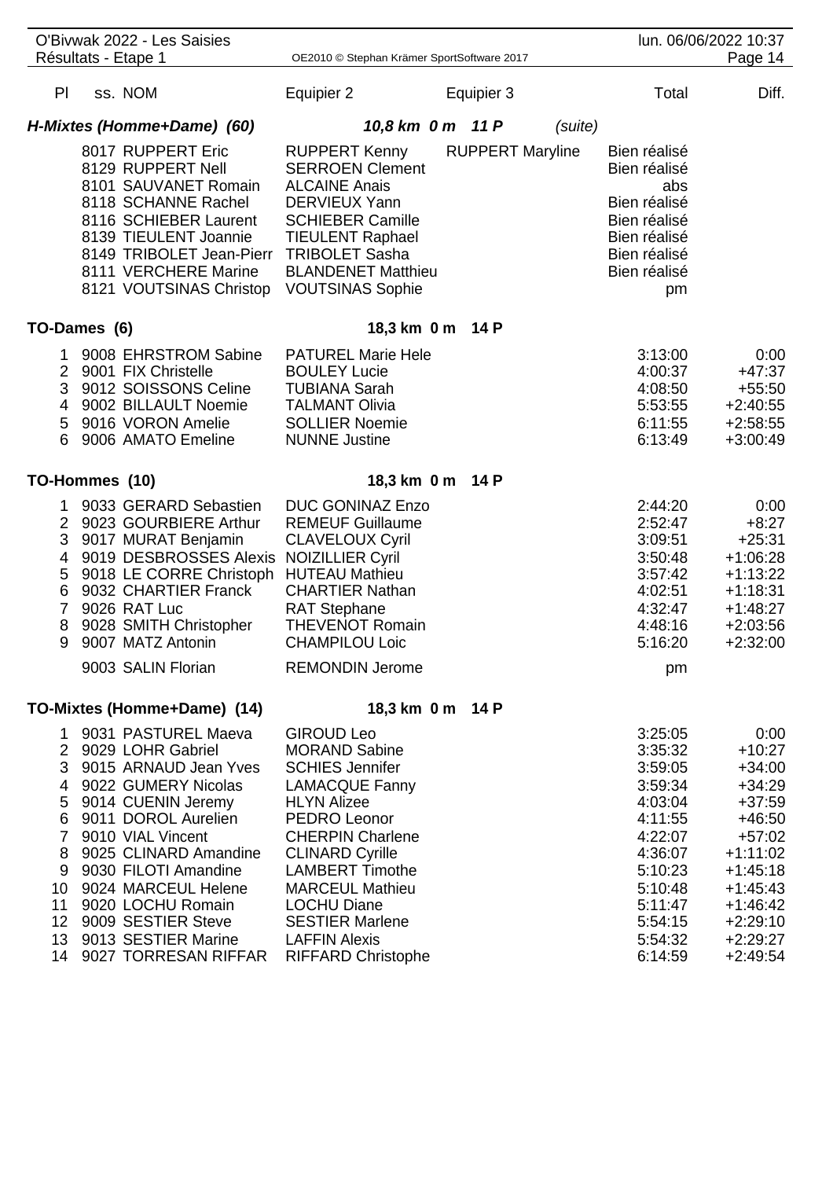O'Bivwak 2022 - Les Saisies
Résultats - Etape 1

| Pl | ss. NOM | Equipier 2 | Equipier 3 | Total | Diff. |
|---|---|---|---|---|---|
| ***H-Mixtes (Homme+Dame) (60)*** | | ***10,8 km 0 m 11 P*** | *(suite)* | | |
| | 8017 RUPPERT Eric | RUPPERT Kenny | RUPPERT Maryline | Bien réalisé | |
| | 8129 RUPPERT Nell | SERROEN Clement | | Bien réalisé | |
| | 8101 SAUVANET Romain | ALCAINE Anais | | abs | |
| | 8118 SCHANNE Rachel | DERVIEUX Yann | | Bien réalisé | |
| | 8116 SCHIEBER Laurent | SCHIEBER Camille | | Bien réalisé | |
| | 8139 TIEULENT Joannie | TIEULENT Raphael | | Bien réalisé | |
| | 8149 TRIBOLET Jean-Pierr | TRIBOLET Sasha | | Bien réalisé | |
| | 8111 VERCHERE Marine | BLANDENET Matthieu | | Bien réalisé | |
| | 8121 VOUTSINAS Christop | VOUTSINAS Sophie | | pm | |
| **TO-Dames (6)** | | **18,3 km 0 m 14 P** | | | |
| 1 | 9008 EHRSTROM Sabine | PATUREL Marie Hele | | 3:13:00 | 0:00 |
| 2 | 9001 FIX Christelle | BOULEY Lucie | | 4:00:37 | +47:37 |
| 3 | 9012 SOISSONS Celine | TUBIANA Sarah | | 4:08:50 | +55:50 |
| 4 | 9002 BILLAULT Noemie | TALMANT Olivia | | 5:53:55 | +2:40:55 |
| 5 | 9016 VORON Amelie | SOLLIER Noemie | | 6:11:55 | +2:58:55 |
| 6 | 9006 AMATO Emeline | NUNNE Justine | | 6:13:49 | +3:00:49 |
| **TO-Hommes (10)** | | **18,3 km 0 m 14 P** | | | |
| 1 | 9033 GERARD Sebastien | DUC GONINAZ Enzo | | 2:44:20 | 0:00 |
| 2 | 9023 GOURBIERE Arthur | REMEUF Guillaume | | 2:52:47 | +8:27 |
| 3 | 9017 MURAT Benjamin | CLAVELOUX Cyril | | 3:09:51 | +25:31 |
| 4 | 9019 DESBROSSES Alexis | NOIZILLIER Cyril | | 3:50:48 | +1:06:28 |
| 5 | 9018 LE CORRE Christoph | HUTEAU Mathieu | | 3:57:42 | +1:13:22 |
| 6 | 9032 CHARTIER Franck | CHARTIER Nathan | | 4:02:51 | +1:18:31 |
| 7 | 9026 RAT Luc | RAT Stephane | | 4:32:47 | +1:48:27 |
| 8 | 9028 SMITH Christopher | THEVENOT Romain | | 4:48:16 | +2:03:56 |
| 9 | 9007 MATZ Antonin | CHAMPILOU Loic | | 5:16:20 | +2:32:00 |
| | 9003 SALIN Florian | REMONDIN Jerome | | pm | |
| **TO-Mixtes (Homme+Dame) (14)** | | **18,3 km 0 m 14 P** | | | |
| 1 | 9031 PASTUREL Maeva | GIROUD Leo | | 3:25:05 | 0:00 |
| 2 | 9029 LOHR Gabriel | MORAND Sabine | | 3:35:32 | +10:27 |
| 3 | 9015 ARNAUD Jean Yves | SCHIES Jennifer | | 3:59:05 | +34:00 |
| 4 | 9022 GUMERY Nicolas | LAMACQUE Fanny | | 3:59:34 | +34:29 |
| 5 | 9014 CUENIN Jeremy | HLYN Alizee | | 4:03:04 | +37:59 |
| 6 | 9011 DOROL Aurelien | PEDRO Leonor | | 4:11:55 | +46:50 |
| 7 | 9010 VIAL Vincent | CHERPIN Charlene | | 4:22:07 | +57:02 |
| 8 | 9025 CLINARD Amandine | CLINARD Cyrille | | 4:36:07 | +1:11:02 |
| 9 | 9030 FILOTI Amandine | LAMBERT Timothe | | 5:10:23 | +1:45:18 |
| 10 | 9024 MARCEUL Helene | MARCEUL Mathieu | | 5:10:48 | +1:45:43 |
| 11 | 9020 LOCHU Romain | LOCHU Diane | | 5:11:47 | +1:46:42 |
| 12 | 9009 SESTIER Steve | SESTIER Marlene | | 5:54:15 | +2:29:10 |
| 13 | 9013 SESTIER Marine | LAFFIN Alexis | | 5:54:32 | +2:29:27 |
| 14 | 9027 TORRESAN RIFFAR | RIFFARD Christophe | | 6:14:59 | +2:49:54 |